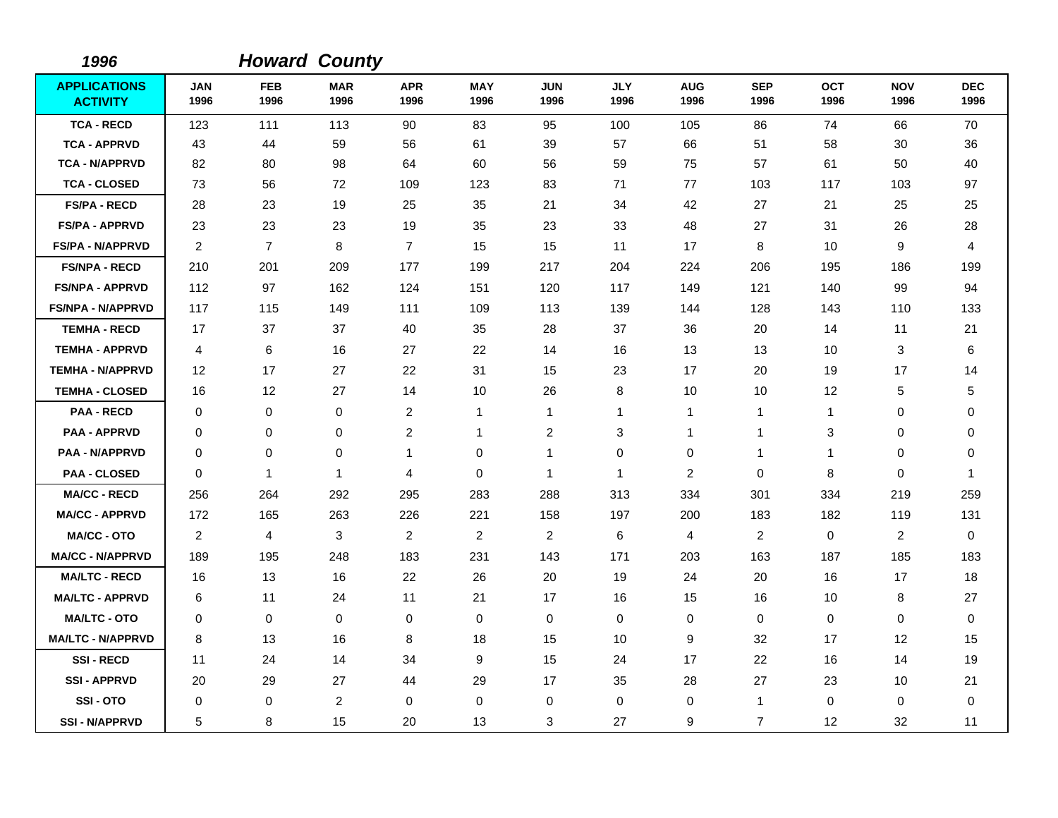*1996* ***Howard County***

| APPLICATIONS ACTIVITY | JAN 1996 | FEB 1996 | MAR 1996 | APR 1996 | MAY 1996 | JUN 1996 | JLY 1996 | AUG 1996 | SEP 1996 | OCT 1996 | NOV 1996 | DEC 1996 |
|---|---|---|---|---|---|---|---|---|---|---|---|---|
| TCA - RECD | 123 | 111 | 113 | 90 | 83 | 95 | 100 | 105 | 86 | 74 | 66 | 70 |
| TCA - APPRVD | 43 | 44 | 59 | 56 | 61 | 39 | 57 | 66 | 51 | 58 | 30 | 36 |
| TCA - N/APPRVD | 82 | 80 | 98 | 64 | 60 | 56 | 59 | 75 | 57 | 61 | 50 | 40 |
| TCA - CLOSED | 73 | 56 | 72 | 109 | 123 | 83 | 71 | 77 | 103 | 117 | 103 | 97 |
| FS/PA - RECD | 28 | 23 | 19 | 25 | 35 | 21 | 34 | 42 | 27 | 21 | 25 | 25 |
| FS/PA - APPRVD | 23 | 23 | 23 | 19 | 35 | 23 | 33 | 48 | 27 | 31 | 26 | 28 |
| FS/PA - N/APPRVD | 2 | 7 | 8 | 7 | 15 | 15 | 11 | 17 | 8 | 10 | 9 | 4 |
| FS/NPA - RECD | 210 | 201 | 209 | 177 | 199 | 217 | 204 | 224 | 206 | 195 | 186 | 199 |
| FS/NPA - APPRVD | 112 | 97 | 162 | 124 | 151 | 120 | 117 | 149 | 121 | 140 | 99 | 94 |
| FS/NPA - N/APPRVD | 117 | 115 | 149 | 111 | 109 | 113 | 139 | 144 | 128 | 143 | 110 | 133 |
| TEMHA - RECD | 17 | 37 | 37 | 40 | 35 | 28 | 37 | 36 | 20 | 14 | 11 | 21 |
| TEMHA - APPRVD | 4 | 6 | 16 | 27 | 22 | 14 | 16 | 13 | 13 | 10 | 3 | 6 |
| TEMHA - N/APPRVD | 12 | 17 | 27 | 22 | 31 | 15 | 23 | 17 | 20 | 19 | 17 | 14 |
| TEMHA - CLOSED | 16 | 12 | 27 | 14 | 10 | 26 | 8 | 10 | 10 | 12 | 5 | 5 |
| PAA - RECD | 0 | 0 | 0 | 2 | 1 | 1 | 1 | 1 | 1 | 1 | 0 | 0 |
| PAA - APPRVD | 0 | 0 | 0 | 2 | 1 | 2 | 3 | 1 | 1 | 3 | 0 | 0 |
| PAA - N/APPRVD | 0 | 0 | 0 | 1 | 0 | 1 | 0 | 0 | 1 | 1 | 0 | 0 |
| PAA - CLOSED | 0 | 1 | 1 | 4 | 0 | 1 | 1 | 2 | 0 | 8 | 0 | 1 |
| MA/CC - RECD | 256 | 264 | 292 | 295 | 283 | 288 | 313 | 334 | 301 | 334 | 219 | 259 |
| MA/CC - APPRVD | 172 | 165 | 263 | 226 | 221 | 158 | 197 | 200 | 183 | 182 | 119 | 131 |
| MA/CC - OTO | 2 | 4 | 3 | 2 | 2 | 2 | 6 | 4 | 2 | 0 | 2 | 0 |
| MA/CC - N/APPRVD | 189 | 195 | 248 | 183 | 231 | 143 | 171 | 203 | 163 | 187 | 185 | 183 |
| MA/LTC - RECD | 16 | 13 | 16 | 22 | 26 | 20 | 19 | 24 | 20 | 16 | 17 | 18 |
| MA/LTC - APPRVD | 6 | 11 | 24 | 11 | 21 | 17 | 16 | 15 | 16 | 10 | 8 | 27 |
| MA/LTC - OTO | 0 | 0 | 0 | 0 | 0 | 0 | 0 | 0 | 0 | 0 | 0 | 0 |
| MA/LTC - N/APPRVD | 8 | 13 | 16 | 8 | 18 | 15 | 10 | 9 | 32 | 17 | 12 | 15 |
| SSI - RECD | 11 | 24 | 14 | 34 | 9 | 15 | 24 | 17 | 22 | 16 | 14 | 19 |
| SSI - APPRVD | 20 | 29 | 27 | 44 | 29 | 17 | 35 | 28 | 27 | 23 | 10 | 21 |
| SSI - OTO | 0 | 0 | 2 | 0 | 0 | 0 | 0 | 0 | 1 | 0 | 0 | 0 |
| SSI - N/APPRVD | 5 | 8 | 15 | 20 | 13 | 3 | 27 | 9 | 7 | 12 | 32 | 11 |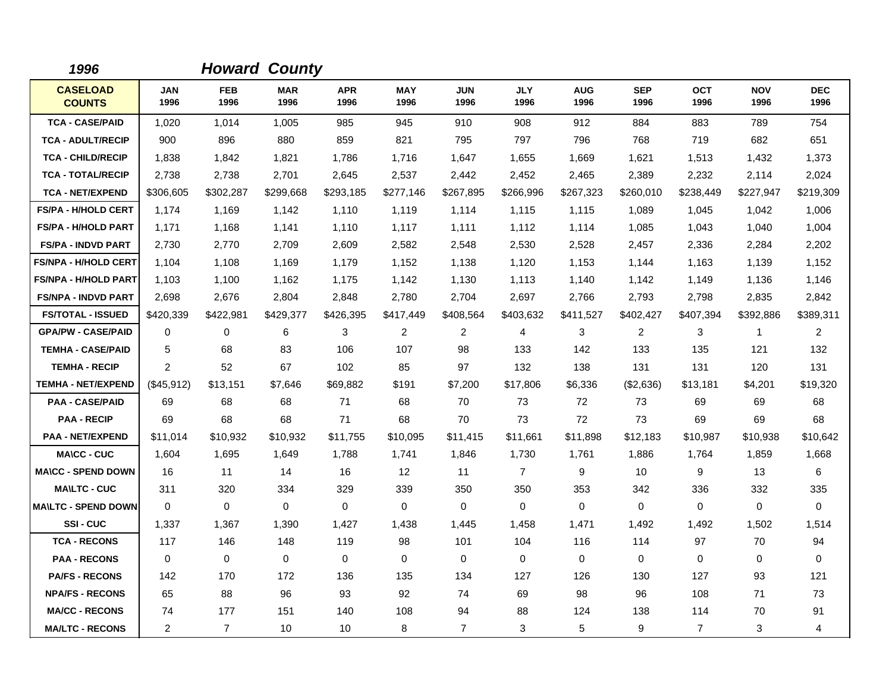## 1996 Howard County

| CASELOAD COUNTS | JAN 1996 | FEB 1996 | MAR 1996 | APR 1996 | MAY 1996 | JUN 1996 | JLY 1996 | AUG 1996 | SEP 1996 | OCT 1996 | NOV 1996 | DEC 1996 |
|---|---|---|---|---|---|---|---|---|---|---|---|---|
| TCA - CASE/PAID | 1,020 | 1,014 | 1,005 | 985 | 945 | 910 | 908 | 912 | 884 | 883 | 789 | 754 |
| TCA - ADULT/RECIP | 900 | 896 | 880 | 859 | 821 | 795 | 797 | 796 | 768 | 719 | 682 | 651 |
| TCA - CHILD/RECIP | 1,838 | 1,842 | 1,821 | 1,786 | 1,716 | 1,647 | 1,655 | 1,669 | 1,621 | 1,513 | 1,432 | 1,373 |
| TCA - TOTAL/RECIP | 2,738 | 2,738 | 2,701 | 2,645 | 2,537 | 2,442 | 2,452 | 2,465 | 2,389 | 2,232 | 2,114 | 2,024 |
| TCA - NET/EXPEND | $306,605 | $302,287 | $299,668 | $293,185 | $277,146 | $267,895 | $266,996 | $267,323 | $260,010 | $238,449 | $227,947 | $219,309 |
| FS/PA - H/HOLD CERT | 1,174 | 1,169 | 1,142 | 1,110 | 1,119 | 1,114 | 1,115 | 1,115 | 1,089 | 1,045 | 1,042 | 1,006 |
| FS/PA - H/HOLD PART | 1,171 | 1,168 | 1,141 | 1,110 | 1,117 | 1,111 | 1,112 | 1,114 | 1,085 | 1,043 | 1,040 | 1,004 |
| FS/PA - INDVD PART | 2,730 | 2,770 | 2,709 | 2,609 | 2,582 | 2,548 | 2,530 | 2,528 | 2,457 | 2,336 | 2,284 | 2,202 |
| FS/NPA - H/HOLD CERT | 1,104 | 1,108 | 1,169 | 1,179 | 1,152 | 1,138 | 1,120 | 1,153 | 1,144 | 1,163 | 1,139 | 1,152 |
| FS/NPA - H/HOLD PART | 1,103 | 1,100 | 1,162 | 1,175 | 1,142 | 1,130 | 1,113 | 1,140 | 1,142 | 1,149 | 1,136 | 1,146 |
| FS/NPA - INDVD PART | 2,698 | 2,676 | 2,804 | 2,848 | 2,780 | 2,704 | 2,697 | 2,766 | 2,793 | 2,798 | 2,835 | 2,842 |
| FS/TOTAL - ISSUED | $420,339 | $422,981 | $429,377 | $426,395 | $417,449 | $408,564 | $403,632 | $411,527 | $402,427 | $407,394 | $392,886 | $389,311 |
| GPA/PW - CASE/PAID | 0 | 0 | 6 | 3 | 2 | 2 | 4 | 3 | 2 | 3 | 1 | 2 |
| TEMHA - CASE/PAID | 5 | 68 | 83 | 106 | 107 | 98 | 133 | 142 | 133 | 135 | 121 | 132 |
| TEMHA - RECIP | 2 | 52 | 67 | 102 | 85 | 97 | 132 | 138 | 131 | 131 | 120 | 131 |
| TEMHA - NET/EXPEND | ($45,912) | $13,151 | $7,646 | $69,882 | $191 | $7,200 | $17,806 | $6,336 | ($2,636) | $13,181 | $4,201 | $19,320 |
| PAA - CASE/PAID | 69 | 68 | 68 | 71 | 68 | 70 | 73 | 72 | 73 | 69 | 69 | 68 |
| PAA - RECIP | 69 | 68 | 68 | 71 | 68 | 70 | 73 | 72 | 73 | 69 | 69 | 68 |
| PAA - NET/EXPEND | $11,014 | $10,932 | $10,932 | $11,755 | $10,095 | $11,415 | $11,661 | $11,898 | $12,183 | $10,987 | $10,938 | $10,642 |
| MA\CC - CUC | 1,604 | 1,695 | 1,649 | 1,788 | 1,741 | 1,846 | 1,730 | 1,761 | 1,886 | 1,764 | 1,859 | 1,668 |
| MA\CC - SPEND DOWN | 16 | 11 | 14 | 16 | 12 | 11 | 7 | 9 | 10 | 9 | 13 | 6 |
| MA\LTC - CUC | 311 | 320 | 334 | 329 | 339 | 350 | 350 | 353 | 342 | 336 | 332 | 335 |
| MA\LTC - SPEND DOWN | 0 | 0 | 0 | 0 | 0 | 0 | 0 | 0 | 0 | 0 | 0 | 0 |
| SSI - CUC | 1,337 | 1,367 | 1,390 | 1,427 | 1,438 | 1,445 | 1,458 | 1,471 | 1,492 | 1,492 | 1,502 | 1,514 |
| TCA - RECONS | 117 | 146 | 148 | 119 | 98 | 101 | 104 | 116 | 114 | 97 | 70 | 94 |
| PAA - RECONS | 0 | 0 | 0 | 0 | 0 | 0 | 0 | 0 | 0 | 0 | 0 | 0 |
| PA/FS - RECONS | 142 | 170 | 172 | 136 | 135 | 134 | 127 | 126 | 130 | 127 | 93 | 121 |
| NPA/FS - RECONS | 65 | 88 | 96 | 93 | 92 | 74 | 69 | 98 | 96 | 108 | 71 | 73 |
| MA/CC - RECONS | 74 | 177 | 151 | 140 | 108 | 94 | 88 | 124 | 138 | 114 | 70 | 91 |
| MA/LTC - RECONS | 2 | 7 | 10 | 10 | 8 | 7 | 3 | 5 | 9 | 7 | 3 | 4 |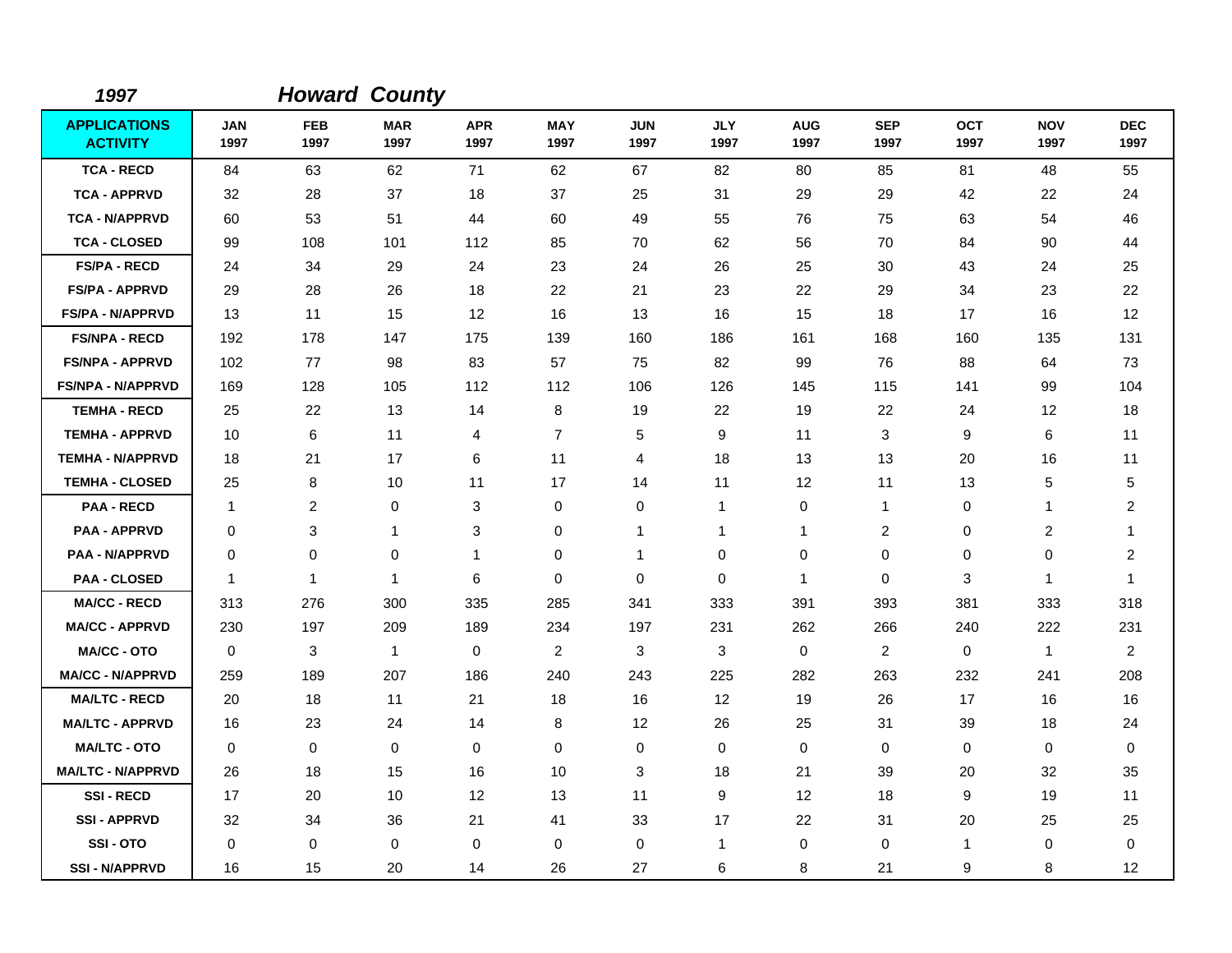*1997* ***Howard County***

| APPLICATIONS ACTIVITY | JAN 1997 | FEB 1997 | MAR 1997 | APR 1997 | MAY 1997 | JUN 1997 | JLY 1997 | AUG 1997 | SEP 1997 | OCT 1997 | NOV 1997 | DEC 1997 |
|---|---|---|---|---|---|---|---|---|---|---|---|---|
| TCA - RECD | 84 | 63 | 62 | 71 | 62 | 67 | 82 | 80 | 85 | 81 | 48 | 55 |
| TCA - APPRVD | 32 | 28 | 37 | 18 | 37 | 25 | 31 | 29 | 29 | 42 | 22 | 24 |
| TCA - N/APPRVD | 60 | 53 | 51 | 44 | 60 | 49 | 55 | 76 | 75 | 63 | 54 | 46 |
| TCA - CLOSED | 99 | 108 | 101 | 112 | 85 | 70 | 62 | 56 | 70 | 84 | 90 | 44 |
| FS/PA - RECD | 24 | 34 | 29 | 24 | 23 | 24 | 26 | 25 | 30 | 43 | 24 | 25 |
| FS/PA - APPRVD | 29 | 28 | 26 | 18 | 22 | 21 | 23 | 22 | 29 | 34 | 23 | 22 |
| FS/PA - N/APPRVD | 13 | 11 | 15 | 12 | 16 | 13 | 16 | 15 | 18 | 17 | 16 | 12 |
| FS/NPA - RECD | 192 | 178 | 147 | 175 | 139 | 160 | 186 | 161 | 168 | 160 | 135 | 131 |
| FS/NPA - APPRVD | 102 | 77 | 98 | 83 | 57 | 75 | 82 | 99 | 76 | 88 | 64 | 73 |
| FS/NPA - N/APPRVD | 169 | 128 | 105 | 112 | 112 | 106 | 126 | 145 | 115 | 141 | 99 | 104 |
| TEMHA - RECD | 25 | 22 | 13 | 14 | 8 | 19 | 22 | 19 | 22 | 24 | 12 | 18 |
| TEMHA - APPRVD | 10 | 6 | 11 | 4 | 7 | 5 | 9 | 11 | 3 | 9 | 6 | 11 |
| TEMHA - N/APPRVD | 18 | 21 | 17 | 6 | 11 | 4 | 18 | 13 | 13 | 20 | 16 | 11 |
| TEMHA - CLOSED | 25 | 8 | 10 | 11 | 17 | 14 | 11 | 12 | 11 | 13 | 5 | 5 |
| PAA - RECD | 1 | 2 | 0 | 3 | 0 | 0 | 1 | 0 | 1 | 0 | 1 | 2 |
| PAA - APPRVD | 0 | 3 | 1 | 3 | 0 | 1 | 1 | 1 | 2 | 0 | 2 | 1 |
| PAA - N/APPRVD | 0 | 0 | 0 | 1 | 0 | 1 | 0 | 0 | 0 | 0 | 0 | 2 |
| PAA - CLOSED | 1 | 1 | 1 | 6 | 0 | 0 | 0 | 1 | 0 | 3 | 1 | 1 |
| MA/CC - RECD | 313 | 276 | 300 | 335 | 285 | 341 | 333 | 391 | 393 | 381 | 333 | 318 |
| MA/CC - APPRVD | 230 | 197 | 209 | 189 | 234 | 197 | 231 | 262 | 266 | 240 | 222 | 231 |
| MA/CC - OTO | 0 | 3 | 1 | 0 | 2 | 3 | 3 | 0 | 2 | 0 | 1 | 2 |
| MA/CC - N/APPRVD | 259 | 189 | 207 | 186 | 240 | 243 | 225 | 282 | 263 | 232 | 241 | 208 |
| MA/LTC - RECD | 20 | 18 | 11 | 21 | 18 | 16 | 12 | 19 | 26 | 17 | 16 | 16 |
| MA/LTC - APPRVD | 16 | 23 | 24 | 14 | 8 | 12 | 26 | 25 | 31 | 39 | 18 | 24 |
| MA/LTC - OTO | 0 | 0 | 0 | 0 | 0 | 0 | 0 | 0 | 0 | 0 | 0 | 0 |
| MA/LTC - N/APPRVD | 26 | 18 | 15 | 16 | 10 | 3 | 18 | 21 | 39 | 20 | 32 | 35 |
| SSI - RECD | 17 | 20 | 10 | 12 | 13 | 11 | 9 | 12 | 18 | 9 | 19 | 11 |
| SSI - APPRVD | 32 | 34 | 36 | 21 | 41 | 33 | 17 | 22 | 31 | 20 | 25 | 25 |
| SSI - OTO | 0 | 0 | 0 | 0 | 0 | 0 | 1 | 0 | 0 | 1 | 0 | 0 |
| SSI - N/APPRVD | 16 | 15 | 20 | 14 | 26 | 27 | 6 | 8 | 21 | 9 | 8 | 12 |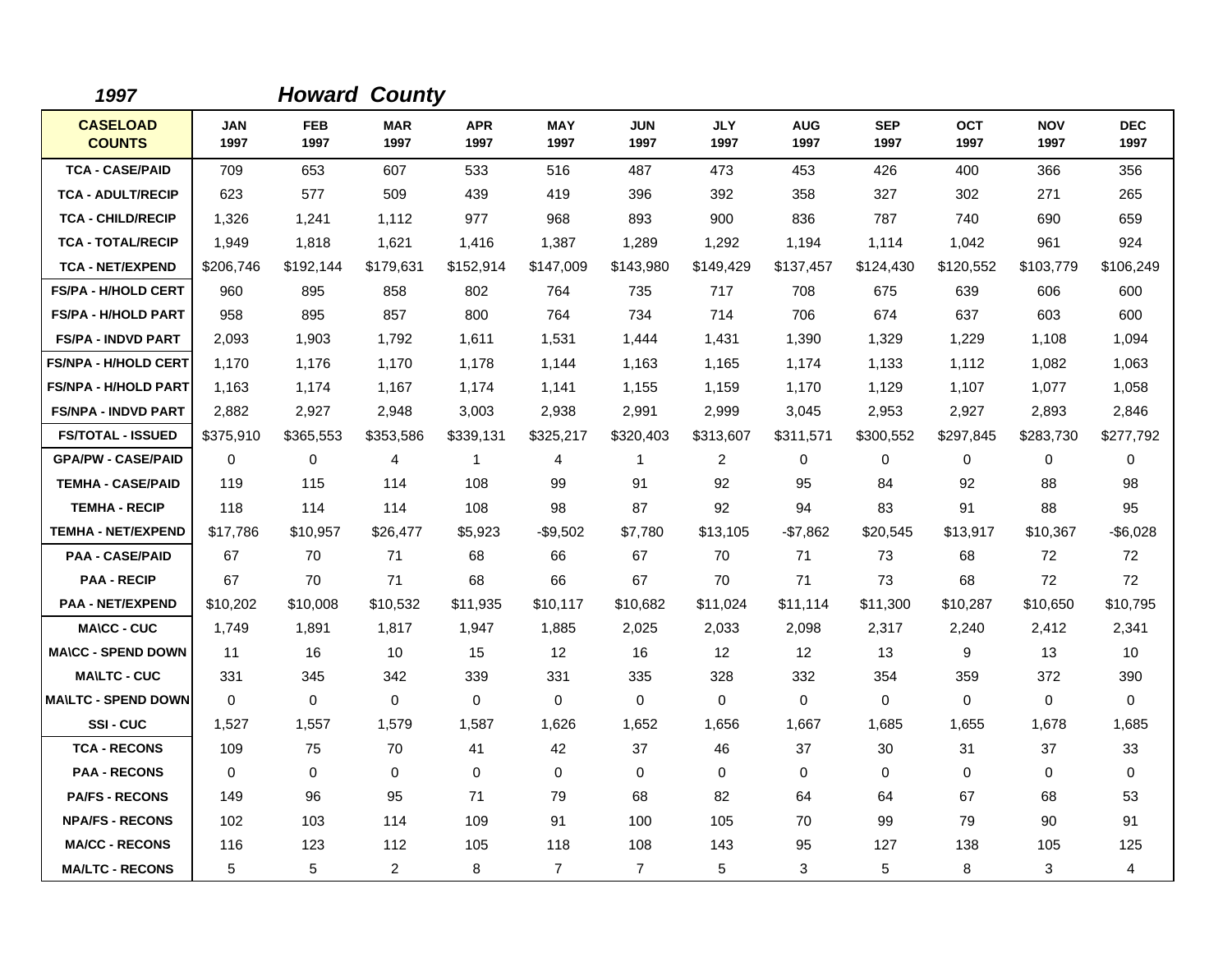*1997* *Howard County*

| CASELOAD COUNTS | JAN 1997 | FEB 1997 | MAR 1997 | APR 1997 | MAY 1997 | JUN 1997 | JLY 1997 | AUG 1997 | SEP 1997 | OCT 1997 | NOV 1997 | DEC 1997 |
|---|---|---|---|---|---|---|---|---|---|---|---|---|
| TCA - CASE/PAID | 709 | 653 | 607 | 533 | 516 | 487 | 473 | 453 | 426 | 400 | 366 | 356 |
| TCA - ADULT/RECIP | 623 | 577 | 509 | 439 | 419 | 396 | 392 | 358 | 327 | 302 | 271 | 265 |
| TCA - CHILD/RECIP | 1,326 | 1,241 | 1,112 | 977 | 968 | 893 | 900 | 836 | 787 | 740 | 690 | 659 |
| TCA - TOTAL/RECIP | 1,949 | 1,818 | 1,621 | 1,416 | 1,387 | 1,289 | 1,292 | 1,194 | 1,114 | 1,042 | 961 | 924 |
| TCA - NET/EXPEND | $206,746 | $192,144 | $179,631 | $152,914 | $147,009 | $143,980 | $149,429 | $137,457 | $124,430 | $120,552 | $103,779 | $106,249 |
| FS/PA - H/HOLD CERT | 960 | 895 | 858 | 802 | 764 | 735 | 717 | 708 | 675 | 639 | 606 | 600 |
| FS/PA - H/HOLD PART | 958 | 895 | 857 | 800 | 764 | 734 | 714 | 706 | 674 | 637 | 603 | 600 |
| FS/PA - INDVD PART | 2,093 | 1,903 | 1,792 | 1,611 | 1,531 | 1,444 | 1,431 | 1,390 | 1,329 | 1,229 | 1,108 | 1,094 |
| FS/NPA - H/HOLD CERT | 1,170 | 1,176 | 1,170 | 1,178 | 1,144 | 1,163 | 1,165 | 1,174 | 1,133 | 1,112 | 1,082 | 1,063 |
| FS/NPA - H/HOLD PART | 1,163 | 1,174 | 1,167 | 1,174 | 1,141 | 1,155 | 1,159 | 1,170 | 1,129 | 1,107 | 1,077 | 1,058 |
| FS/NPA - INDVD PART | 2,882 | 2,927 | 2,948 | 3,003 | 2,938 | 2,991 | 2,999 | 3,045 | 2,953 | 2,927 | 2,893 | 2,846 |
| FS/TOTAL - ISSUED | $375,910 | $365,553 | $353,586 | $339,131 | $325,217 | $320,403 | $313,607 | $311,571 | $300,552 | $297,845 | $283,730 | $277,792 |
| GPA/PW - CASE/PAID | 0 | 0 | 4 | 1 | 4 | 1 | 2 | 0 | 0 | 0 | 0 | 0 |
| TEMHA - CASE/PAID | 119 | 115 | 114 | 108 | 99 | 91 | 92 | 95 | 84 | 92 | 88 | 98 |
| TEMHA - RECIP | 118 | 114 | 114 | 108 | 98 | 87 | 92 | 94 | 83 | 91 | 88 | 95 |
| TEMHA - NET/EXPEND | $17,786 | $10,957 | $26,477 | $5,923 | -$9,502 | $7,780 | $13,105 | -$7,862 | $20,545 | $13,917 | $10,367 | -$6,028 |
| PAA - CASE/PAID | 67 | 70 | 71 | 68 | 66 | 67 | 70 | 71 | 73 | 68 | 72 | 72 |
| PAA - RECIP | 67 | 70 | 71 | 68 | 66 | 67 | 70 | 71 | 73 | 68 | 72 | 72 |
| PAA - NET/EXPEND | $10,202 | $10,008 | $10,532 | $11,935 | $10,117 | $10,682 | $11,024 | $11,114 | $11,300 | $10,287 | $10,650 | $10,795 |
| MA\CC - CUC | 1,749 | 1,891 | 1,817 | 1,947 | 1,885 | 2,025 | 2,033 | 2,098 | 2,317 | 2,240 | 2,412 | 2,341 |
| MA\CC - SPEND DOWN | 11 | 16 | 10 | 15 | 12 | 16 | 12 | 12 | 13 | 9 | 13 | 10 |
| MA\LTC - CUC | 331 | 345 | 342 | 339 | 331 | 335 | 328 | 332 | 354 | 359 | 372 | 390 |
| MA\LTC - SPEND DOWN | 0 | 0 | 0 | 0 | 0 | 0 | 0 | 0 | 0 | 0 | 0 | 0 |
| SSI - CUC | 1,527 | 1,557 | 1,579 | 1,587 | 1,626 | 1,652 | 1,656 | 1,667 | 1,685 | 1,655 | 1,678 | 1,685 |
| TCA - RECONS | 109 | 75 | 70 | 41 | 42 | 37 | 46 | 37 | 30 | 31 | 37 | 33 |
| PAA - RECONS | 0 | 0 | 0 | 0 | 0 | 0 | 0 | 0 | 0 | 0 | 0 | 0 |
| PA/FS - RECONS | 149 | 96 | 95 | 71 | 79 | 68 | 82 | 64 | 64 | 67 | 68 | 53 |
| NPA/FS - RECONS | 102 | 103 | 114 | 109 | 91 | 100 | 105 | 70 | 99 | 79 | 90 | 91 |
| MA/CC - RECONS | 116 | 123 | 112 | 105 | 118 | 108 | 143 | 95 | 127 | 138 | 105 | 125 |
| MA/LTC - RECONS | 5 | 5 | 2 | 8 | 7 | 7 | 5 | 3 | 5 | 8 | 3 | 4 |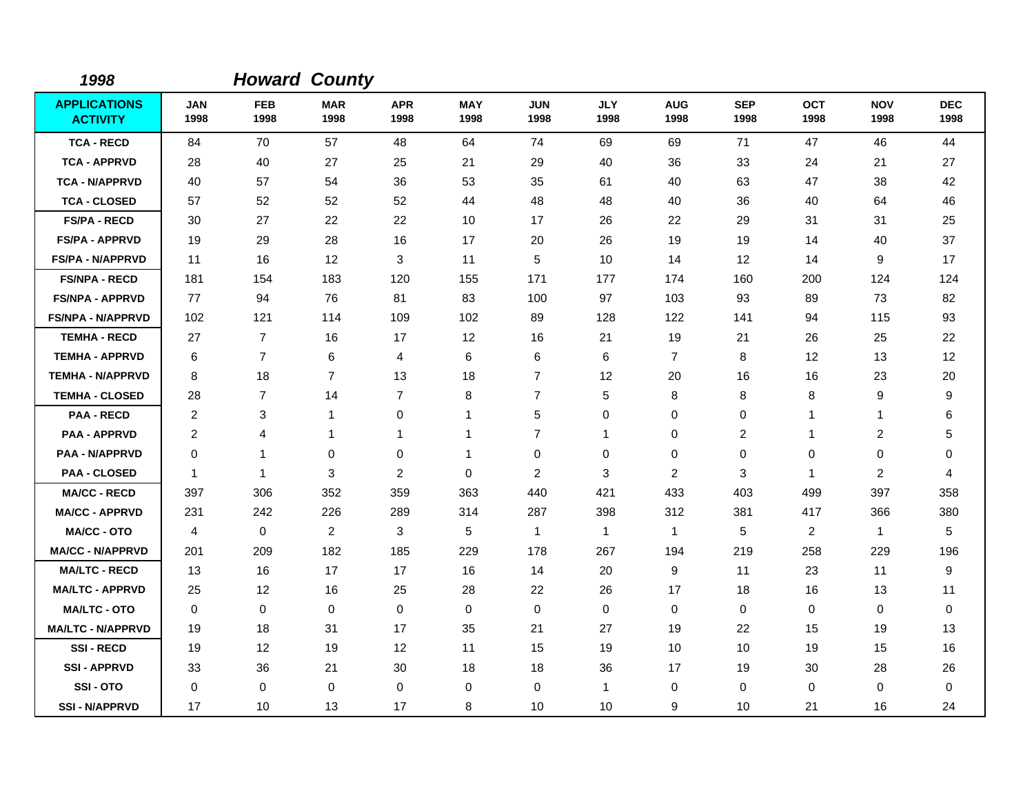## *1998* *Howard County*

| APPLICATIONS ACTIVITY | JAN 1998 | FEB 1998 | MAR 1998 | APR 1998 | MAY 1998 | JUN 1998 | JLY 1998 | AUG 1998 | SEP 1998 | OCT 1998 | NOV 1998 | DEC 1998 |
|---|---|---|---|---|---|---|---|---|---|---|---|---|
| TCA - RECD | 84 | 70 | 57 | 48 | 64 | 74 | 69 | 69 | 71 | 47 | 46 | 44 |
| TCA - APPRVD | 28 | 40 | 27 | 25 | 21 | 29 | 40 | 36 | 33 | 24 | 21 | 27 |
| TCA - N/APPRVD | 40 | 57 | 54 | 36 | 53 | 35 | 61 | 40 | 63 | 47 | 38 | 42 |
| TCA - CLOSED | 57 | 52 | 52 | 52 | 44 | 48 | 48 | 40 | 36 | 40 | 64 | 46 |
| FS/PA - RECD | 30 | 27 | 22 | 22 | 10 | 17 | 26 | 22 | 29 | 31 | 31 | 25 |
| FS/PA - APPRVD | 19 | 29 | 28 | 16 | 17 | 20 | 26 | 19 | 19 | 14 | 40 | 37 |
| FS/PA - N/APPRVD | 11 | 16 | 12 | 3 | 11 | 5 | 10 | 14 | 12 | 14 | 9 | 17 |
| FS/NPA - RECD | 181 | 154 | 183 | 120 | 155 | 171 | 177 | 174 | 160 | 200 | 124 | 124 |
| FS/NPA - APPRVD | 77 | 94 | 76 | 81 | 83 | 100 | 97 | 103 | 93 | 89 | 73 | 82 |
| FS/NPA - N/APPRVD | 102 | 121 | 114 | 109 | 102 | 89 | 128 | 122 | 141 | 94 | 115 | 93 |
| TEMHA - RECD | 27 | 7 | 16 | 17 | 12 | 16 | 21 | 19 | 21 | 26 | 25 | 22 |
| TEMHA - APPRVD | 6 | 7 | 6 | 4 | 6 | 6 | 6 | 7 | 8 | 12 | 13 | 12 |
| TEMHA - N/APPRVD | 8 | 18 | 7 | 13 | 18 | 7 | 12 | 20 | 16 | 16 | 23 | 20 |
| TEMHA - CLOSED | 28 | 7 | 14 | 7 | 8 | 7 | 5 | 8 | 8 | 8 | 9 | 9 |
| PAA - RECD | 2 | 3 | 1 | 0 | 1 | 5 | 0 | 0 | 0 | 1 | 1 | 6 |
| PAA - APPRVD | 2 | 4 | 1 | 1 | 1 | 7 | 1 | 0 | 2 | 1 | 2 | 5 |
| PAA - N/APPRVD | 0 | 1 | 0 | 0 | 1 | 0 | 0 | 0 | 0 | 0 | 0 | 0 |
| PAA - CLOSED | 1 | 1 | 3 | 2 | 0 | 2 | 3 | 2 | 3 | 1 | 2 | 4 |
| MA/CC - RECD | 397 | 306 | 352 | 359 | 363 | 440 | 421 | 433 | 403 | 499 | 397 | 358 |
| MA/CC - APPRVD | 231 | 242 | 226 | 289 | 314 | 287 | 398 | 312 | 381 | 417 | 366 | 380 |
| MA/CC - OTO | 4 | 0 | 2 | 3 | 5 | 1 | 1 | 1 | 5 | 2 | 1 | 5 |
| MA/CC - N/APPRVD | 201 | 209 | 182 | 185 | 229 | 178 | 267 | 194 | 219 | 258 | 229 | 196 |
| MA/LTC - RECD | 13 | 16 | 17 | 17 | 16 | 14 | 20 | 9 | 11 | 23 | 11 | 9 |
| MA/LTC - APPRVD | 25 | 12 | 16 | 25 | 28 | 22 | 26 | 17 | 18 | 16 | 13 | 11 |
| MA/LTC - OTO | 0 | 0 | 0 | 0 | 0 | 0 | 0 | 0 | 0 | 0 | 0 | 0 |
| MA/LTC - N/APPRVD | 19 | 18 | 31 | 17 | 35 | 21 | 27 | 19 | 22 | 15 | 19 | 13 |
| SSI - RECD | 19 | 12 | 19 | 12 | 11 | 15 | 19 | 10 | 10 | 19 | 15 | 16 |
| SSI - APPRVD | 33 | 36 | 21 | 30 | 18 | 18 | 36 | 17 | 19 | 30 | 28 | 26 |
| SSI - OTO | 0 | 0 | 0 | 0 | 0 | 0 | 1 | 0 | 0 | 0 | 0 | 0 |
| SSI - N/APPRVD | 17 | 10 | 13 | 17 | 8 | 10 | 10 | 9 | 10 | 21 | 16 | 24 |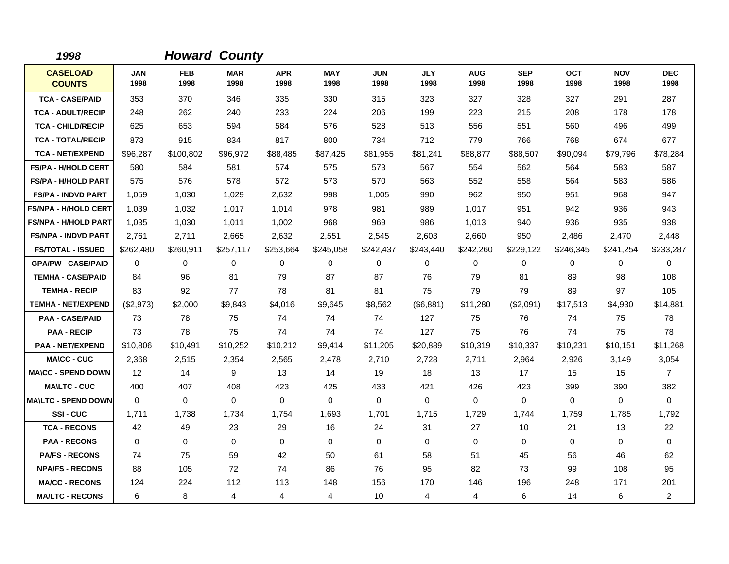*1998* ***Howard County***

| CASELOAD COUNTS | JAN 1998 | FEB 1998 | MAR 1998 | APR 1998 | MAY 1998 | JUN 1998 | JLY 1998 | AUG 1998 | SEP 1998 | OCT 1998 | NOV 1998 | DEC 1998 |
|---|---|---|---|---|---|---|---|---|---|---|---|---|
| TCA - CASE/PAID | 353 | 370 | 346 | 335 | 330 | 315 | 323 | 327 | 328 | 327 | 291 | 287 |
| TCA - ADULT/RECIP | 248 | 262 | 240 | 233 | 224 | 206 | 199 | 223 | 215 | 208 | 178 | 178 |
| TCA - CHILD/RECIP | 625 | 653 | 594 | 584 | 576 | 528 | 513 | 556 | 551 | 560 | 496 | 499 |
| TCA - TOTAL/RECIP | 873 | 915 | 834 | 817 | 800 | 734 | 712 | 779 | 766 | 768 | 674 | 677 |
| TCA - NET/EXPEND | $96,287 | $100,802 | $96,972 | $88,485 | $87,425 | $81,955 | $81,241 | $88,877 | $88,507 | $90,094 | $79,796 | $78,284 |
| FS/PA - H/HOLD CERT | 580 | 584 | 581 | 574 | 575 | 573 | 567 | 554 | 562 | 564 | 583 | 587 |
| FS/PA - H/HOLD PART | 575 | 576 | 578 | 572 | 573 | 570 | 563 | 552 | 558 | 564 | 583 | 586 |
| FS/PA - INDVD PART | 1,059 | 1,030 | 1,029 | 2,632 | 998 | 1,005 | 990 | 962 | 950 | 951 | 968 | 947 |
| FS/NPA - H/HOLD CERT | 1,039 | 1,032 | 1,017 | 1,014 | 978 | 981 | 989 | 1,017 | 951 | 942 | 936 | 943 |
| FS/NPA - H/HOLD PART | 1,035 | 1,030 | 1,011 | 1,002 | 968 | 969 | 986 | 1,013 | 940 | 936 | 935 | 938 |
| FS/NPA - INDVD PART | 2,761 | 2,711 | 2,665 | 2,632 | 2,551 | 2,545 | 2,603 | 2,660 | 950 | 2,486 | 2,470 | 2,448 |
| FS/TOTAL - ISSUED | $262,480 | $260,911 | $257,117 | $253,664 | $245,058 | $242,437 | $243,440 | $242,260 | $229,122 | $246,345 | $241,254 | $233,287 |
| GPA/PW - CASE/PAID | 0 | 0 | 0 | 0 | 0 | 0 | 0 | 0 | 0 | 0 | 0 | 0 |
| TEMHA - CASE/PAID | 84 | 96 | 81 | 79 | 87 | 87 | 76 | 79 | 81 | 89 | 98 | 108 |
| TEMHA - RECIP | 83 | 92 | 77 | 78 | 81 | 81 | 75 | 79 | 79 | 89 | 97 | 105 |
| TEMHA - NET/EXPEND | ($2,973) | $2,000 | $9,843 | $4,016 | $9,645 | $8,562 | ($6,881) | $11,280 | ($2,091) | $17,513 | $4,930 | $14,881 |
| PAA - CASE/PAID | 73 | 78 | 75 | 74 | 74 | 74 | 127 | 75 | 76 | 74 | 75 | 78 |
| PAA - RECIP | 73 | 78 | 75 | 74 | 74 | 74 | 127 | 75 | 76 | 74 | 75 | 78 |
| PAA - NET/EXPEND | $10,806 | $10,491 | $10,252 | $10,212 | $9,414 | $11,205 | $20,889 | $10,319 | $10,337 | $10,231 | $10,151 | $11,268 |
| MA\CC - CUC | 2,368 | 2,515 | 2,354 | 2,565 | 2,478 | 2,710 | 2,728 | 2,711 | 2,964 | 2,926 | 3,149 | 3,054 |
| MA\CC - SPEND DOWN | 12 | 14 | 9 | 13 | 14 | 19 | 18 | 13 | 17 | 15 | 15 | 7 |
| MA\LTC - CUC | 400 | 407 | 408 | 423 | 425 | 433 | 421 | 426 | 423 | 399 | 390 | 382 |
| MA\LTC - SPEND DOWN | 0 | 0 | 0 | 0 | 0 | 0 | 0 | 0 | 0 | 0 | 0 | 0 |
| SSI - CUC | 1,711 | 1,738 | 1,734 | 1,754 | 1,693 | 1,701 | 1,715 | 1,729 | 1,744 | 1,759 | 1,785 | 1,792 |
| TCA - RECONS | 42 | 49 | 23 | 29 | 16 | 24 | 31 | 27 | 10 | 21 | 13 | 22 |
| PAA - RECONS | 0 | 0 | 0 | 0 | 0 | 0 | 0 | 0 | 0 | 0 | 0 | 0 |
| PA/FS - RECONS | 74 | 75 | 59 | 42 | 50 | 61 | 58 | 51 | 45 | 56 | 46 | 62 |
| NPA/FS - RECONS | 88 | 105 | 72 | 74 | 86 | 76 | 95 | 82 | 73 | 99 | 108 | 95 |
| MA/CC - RECONS | 124 | 224 | 112 | 113 | 148 | 156 | 170 | 146 | 196 | 248 | 171 | 201 |
| MA/LTC - RECONS | 6 | 8 | 4 | 4 | 4 | 10 | 4 | 4 | 6 | 14 | 6 | 2 |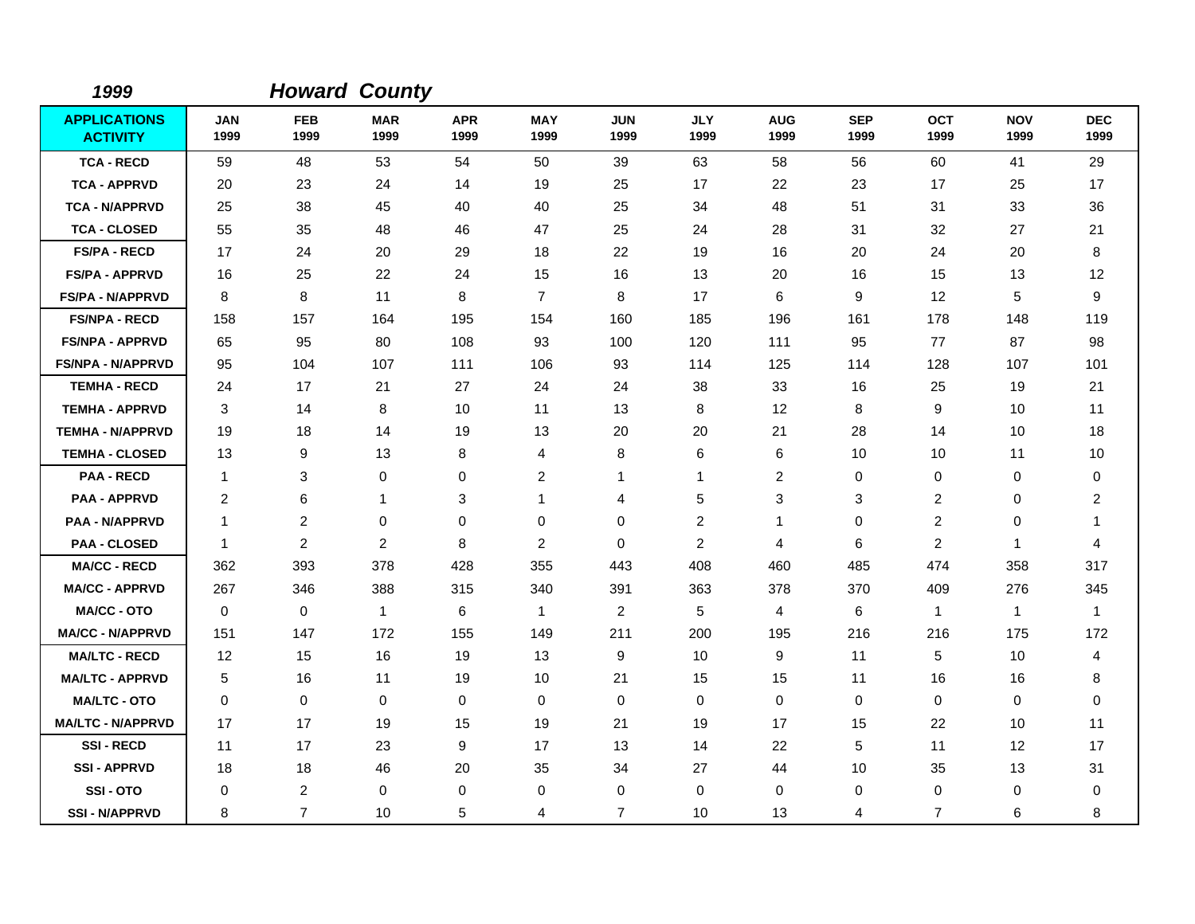*1999* *Howard County*

| APPLICATIONS ACTIVITY | JAN 1999 | FEB 1999 | MAR 1999 | APR 1999 | MAY 1999 | JUN 1999 | JLY 1999 | AUG 1999 | SEP 1999 | OCT 1999 | NOV 1999 | DEC 1999 |
|---|---|---|---|---|---|---|---|---|---|---|---|---|
| TCA - RECD | 59 | 48 | 53 | 54 | 50 | 39 | 63 | 58 | 56 | 60 | 41 | 29 |
| TCA - APPRVD | 20 | 23 | 24 | 14 | 19 | 25 | 17 | 22 | 23 | 17 | 25 | 17 |
| TCA - N/APPRVD | 25 | 38 | 45 | 40 | 40 | 25 | 34 | 48 | 51 | 31 | 33 | 36 |
| TCA - CLOSED | 55 | 35 | 48 | 46 | 47 | 25 | 24 | 28 | 31 | 32 | 27 | 21 |
| FS/PA - RECD | 17 | 24 | 20 | 29 | 18 | 22 | 19 | 16 | 20 | 24 | 20 | 8 |
| FS/PA - APPRVD | 16 | 25 | 22 | 24 | 15 | 16 | 13 | 20 | 16 | 15 | 13 | 12 |
| FS/PA - N/APPRVD | 8 | 8 | 11 | 8 | 7 | 8 | 17 | 6 | 9 | 12 | 5 | 9 |
| FS/NPA - RECD | 158 | 157 | 164 | 195 | 154 | 160 | 185 | 196 | 161 | 178 | 148 | 119 |
| FS/NPA - APPRVD | 65 | 95 | 80 | 108 | 93 | 100 | 120 | 111 | 95 | 77 | 87 | 98 |
| FS/NPA - N/APPRVD | 95 | 104 | 107 | 111 | 106 | 93 | 114 | 125 | 114 | 128 | 107 | 101 |
| TEMHA - RECD | 24 | 17 | 21 | 27 | 24 | 24 | 38 | 33 | 16 | 25 | 19 | 21 |
| TEMHA - APPRVD | 3 | 14 | 8 | 10 | 11 | 13 | 8 | 12 | 8 | 9 | 10 | 11 |
| TEMHA - N/APPRVD | 19 | 18 | 14 | 19 | 13 | 20 | 20 | 21 | 28 | 14 | 10 | 18 |
| TEMHA - CLOSED | 13 | 9 | 13 | 8 | 4 | 8 | 6 | 6 | 10 | 10 | 11 | 10 |
| PAA - RECD | 1 | 3 | 0 | 0 | 2 | 1 | 1 | 2 | 0 | 0 | 0 | 0 |
| PAA - APPRVD | 2 | 6 | 1 | 3 | 1 | 4 | 5 | 3 | 3 | 2 | 0 | 2 |
| PAA - N/APPRVD | 1 | 2 | 0 | 0 | 0 | 0 | 2 | 1 | 0 | 2 | 0 | 1 |
| PAA - CLOSED | 1 | 2 | 2 | 8 | 2 | 0 | 2 | 4 | 6 | 2 | 1 | 4 |
| MA/CC - RECD | 362 | 393 | 378 | 428 | 355 | 443 | 408 | 460 | 485 | 474 | 358 | 317 |
| MA/CC - APPRVD | 267 | 346 | 388 | 315 | 340 | 391 | 363 | 378 | 370 | 409 | 276 | 345 |
| MA/CC - OTO | 0 | 0 | 1 | 6 | 1 | 2 | 5 | 4 | 6 | 1 | 1 | 1 |
| MA/CC - N/APPRVD | 151 | 147 | 172 | 155 | 149 | 211 | 200 | 195 | 216 | 216 | 175 | 172 |
| MA/LTC - RECD | 12 | 15 | 16 | 19 | 13 | 9 | 10 | 9 | 11 | 5 | 10 | 4 |
| MA/LTC - APPRVD | 5 | 16 | 11 | 19 | 10 | 21 | 15 | 15 | 11 | 16 | 16 | 8 |
| MA/LTC - OTO | 0 | 0 | 0 | 0 | 0 | 0 | 0 | 0 | 0 | 0 | 0 | 0 |
| MA/LTC - N/APPRVD | 17 | 17 | 19 | 15 | 19 | 21 | 19 | 17 | 15 | 22 | 10 | 11 |
| SSI - RECD | 11 | 17 | 23 | 9 | 17 | 13 | 14 | 22 | 5 | 11 | 12 | 17 |
| SSI - APPRVD | 18 | 18 | 46 | 20 | 35 | 34 | 27 | 44 | 10 | 35 | 13 | 31 |
| SSI - OTO | 0 | 2 | 0 | 0 | 0 | 0 | 0 | 0 | 0 | 0 | 0 | 0 |
| SSI - N/APPRVD | 8 | 7 | 10 | 5 | 4 | 7 | 10 | 13 | 4 | 7 | 6 | 8 |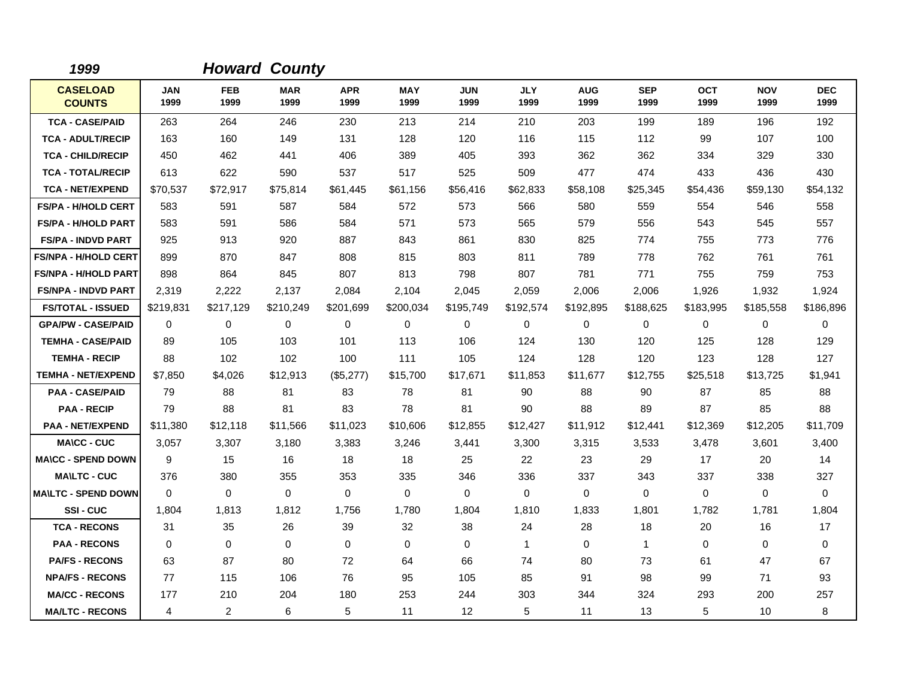## *1999 Howard County*

| CASELOAD COUNTS | JAN 1999 | FEB 1999 | MAR 1999 | APR 1999 | MAY 1999 | JUN 1999 | JLY 1999 | AUG 1999 | SEP 1999 | OCT 1999 | NOV 1999 | DEC 1999 |
|---|---|---|---|---|---|---|---|---|---|---|---|---|
| TCA - CASE/PAID | 263 | 264 | 246 | 230 | 213 | 214 | 210 | 203 | 199 | 189 | 196 | 192 |
| TCA - ADULT/RECIP | 163 | 160 | 149 | 131 | 128 | 120 | 116 | 115 | 112 | 99 | 107 | 100 |
| TCA - CHILD/RECIP | 450 | 462 | 441 | 406 | 389 | 405 | 393 | 362 | 362 | 334 | 329 | 330 |
| TCA - TOTAL/RECIP | 613 | 622 | 590 | 537 | 517 | 525 | 509 | 477 | 474 | 433 | 436 | 430 |
| TCA - NET/EXPEND | $70,537 | $72,917 | $75,814 | $61,445 | $61,156 | $56,416 | $62,833 | $58,108 | $25,345 | $54,436 | $59,130 | $54,132 |
| FS/PA - H/HOLD CERT | 583 | 591 | 587 | 584 | 572 | 573 | 566 | 580 | 559 | 554 | 546 | 558 |
| FS/PA - H/HOLD PART | 583 | 591 | 586 | 584 | 571 | 573 | 565 | 579 | 556 | 543 | 545 | 557 |
| FS/PA - INDVD PART | 925 | 913 | 920 | 887 | 843 | 861 | 830 | 825 | 774 | 755 | 773 | 776 |
| FS/NPA - H/HOLD CERT | 899 | 870 | 847 | 808 | 815 | 803 | 811 | 789 | 778 | 762 | 761 | 761 |
| FS/NPA - H/HOLD PART | 898 | 864 | 845 | 807 | 813 | 798 | 807 | 781 | 771 | 755 | 759 | 753 |
| FS/NPA - INDVD PART | 2,319 | 2,222 | 2,137 | 2,084 | 2,104 | 2,045 | 2,059 | 2,006 | 2,006 | 1,926 | 1,932 | 1,924 |
| FS/TOTAL - ISSUED | $219,831 | $217,129 | $210,249 | $201,699 | $200,034 | $195,749 | $192,574 | $192,895 | $188,625 | $183,995 | $185,558 | $186,896 |
| GPA/PW - CASE/PAID | 0 | 0 | 0 | 0 | 0 | 0 | 0 | 0 | 0 | 0 | 0 | 0 |
| TEMHA - CASE/PAID | 89 | 105 | 103 | 101 | 113 | 106 | 124 | 130 | 120 | 125 | 128 | 129 |
| TEMHA - RECIP | 88 | 102 | 102 | 100 | 111 | 105 | 124 | 128 | 120 | 123 | 128 | 127 |
| TEMHA - NET/EXPEND | $7,850 | $4,026 | $12,913 | ($5,277) | $15,700 | $17,671 | $11,853 | $11,677 | $12,755 | $25,518 | $13,725 | $1,941 |
| PAA - CASE/PAID | 79 | 88 | 81 | 83 | 78 | 81 | 90 | 88 | 90 | 87 | 85 | 88 |
| PAA - RECIP | 79 | 88 | 81 | 83 | 78 | 81 | 90 | 88 | 89 | 87 | 85 | 88 |
| PAA - NET/EXPEND | $11,380 | $12,118 | $11,566 | $11,023 | $10,606 | $12,855 | $12,427 | $11,912 | $12,441 | $12,369 | $12,205 | $11,709 |
| MA\CC - CUC | 3,057 | 3,307 | 3,180 | 3,383 | 3,246 | 3,441 | 3,300 | 3,315 | 3,533 | 3,478 | 3,601 | 3,400 |
| MA\CC - SPEND DOWN | 9 | 15 | 16 | 18 | 18 | 25 | 22 | 23 | 29 | 17 | 20 | 14 |
| MA\LTC - CUC | 376 | 380 | 355 | 353 | 335 | 346 | 336 | 337 | 343 | 337 | 338 | 327 |
| MA\LTC - SPEND DOWN | 0 | 0 | 0 | 0 | 0 | 0 | 0 | 0 | 0 | 0 | 0 | 0 |
| SSI - CUC | 1,804 | 1,813 | 1,812 | 1,756 | 1,780 | 1,804 | 1,810 | 1,833 | 1,801 | 1,782 | 1,781 | 1,804 |
| TCA - RECONS | 31 | 35 | 26 | 39 | 32 | 38 | 24 | 28 | 18 | 20 | 16 | 17 |
| PAA - RECONS | 0 | 0 | 0 | 0 | 0 | 0 | 1 | 0 | 1 | 0 | 0 | 0 |
| PA/FS - RECONS | 63 | 87 | 80 | 72 | 64 | 66 | 74 | 80 | 73 | 61 | 47 | 67 |
| NPA/FS - RECONS | 77 | 115 | 106 | 76 | 95 | 105 | 85 | 91 | 98 | 99 | 71 | 93 |
| MA/CC - RECONS | 177 | 210 | 204 | 180 | 253 | 244 | 303 | 344 | 324 | 293 | 200 | 257 |
| MA/LTC - RECONS | 4 | 2 | 6 | 5 | 11 | 12 | 5 | 11 | 13 | 5 | 10 | 8 |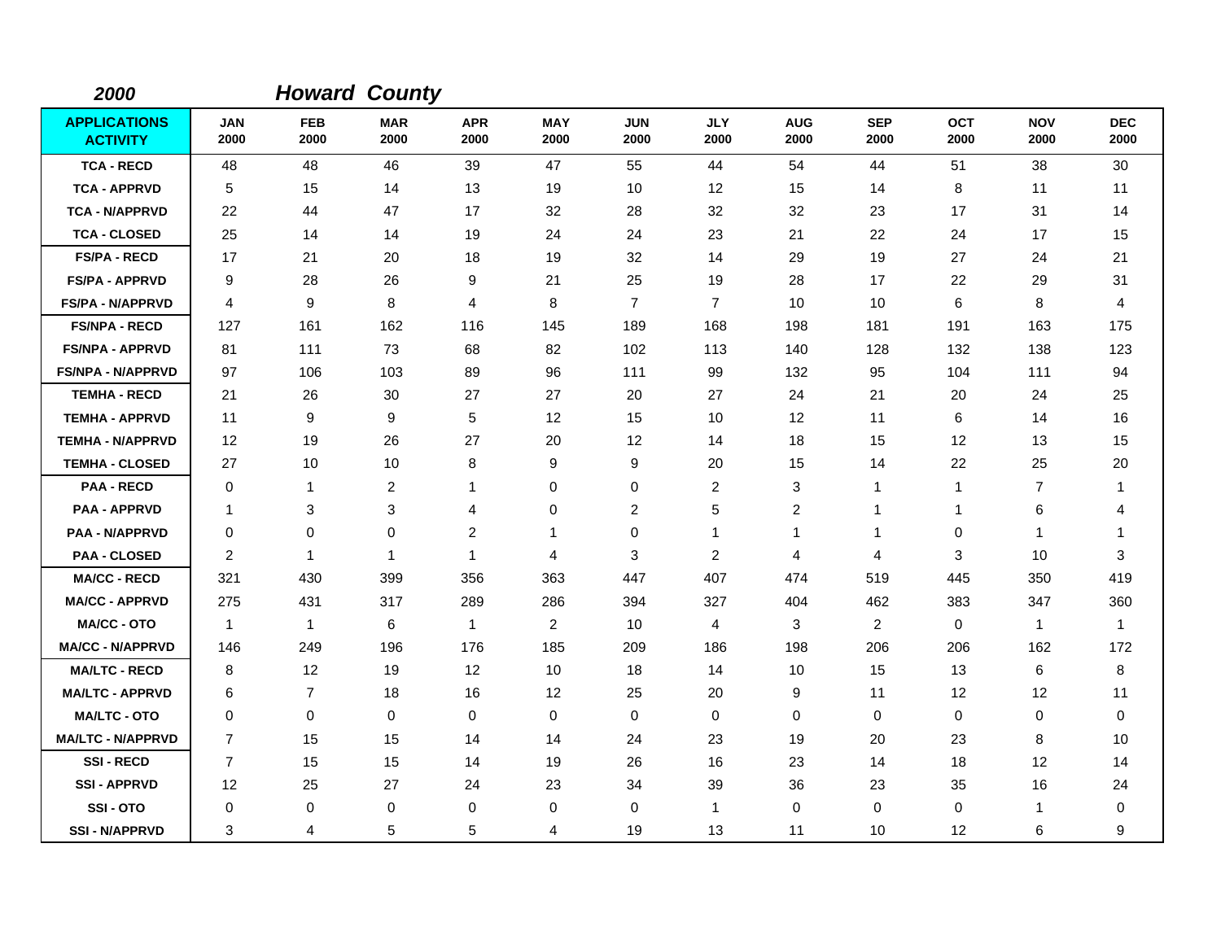**2000** **Howard County**

| APPLICATIONS ACTIVITY | JAN 2000 | FEB 2000 | MAR 2000 | APR 2000 | MAY 2000 | JUN 2000 | JLY 2000 | AUG 2000 | SEP 2000 | OCT 2000 | NOV 2000 | DEC 2000 |
|---|---|---|---|---|---|---|---|---|---|---|---|---|
| TCA - RECD | 48 | 48 | 46 | 39 | 47 | 55 | 44 | 54 | 44 | 51 | 38 | 30 |
| TCA - APPRVD | 5 | 15 | 14 | 13 | 19 | 10 | 12 | 15 | 14 | 8 | 11 | 11 |
| TCA - N/APPRVD | 22 | 44 | 47 | 17 | 32 | 28 | 32 | 32 | 23 | 17 | 31 | 14 |
| TCA - CLOSED | 25 | 14 | 14 | 19 | 24 | 24 | 23 | 21 | 22 | 24 | 17 | 15 |
| FS/PA - RECD | 17 | 21 | 20 | 18 | 19 | 32 | 14 | 29 | 19 | 27 | 24 | 21 |
| FS/PA - APPRVD | 9 | 28 | 26 | 9 | 21 | 25 | 19 | 28 | 17 | 22 | 29 | 31 |
| FS/PA - N/APPRVD | 4 | 9 | 8 | 4 | 8 | 7 | 7 | 10 | 10 | 6 | 8 | 4 |
| FS/NPA - RECD | 127 | 161 | 162 | 116 | 145 | 189 | 168 | 198 | 181 | 191 | 163 | 175 |
| FS/NPA - APPRVD | 81 | 111 | 73 | 68 | 82 | 102 | 113 | 140 | 128 | 132 | 138 | 123 |
| FS/NPA - N/APPRVD | 97 | 106 | 103 | 89 | 96 | 111 | 99 | 132 | 95 | 104 | 111 | 94 |
| TEMHA - RECD | 21 | 26 | 30 | 27 | 27 | 20 | 27 | 24 | 21 | 20 | 24 | 25 |
| TEMHA - APPRVD | 11 | 9 | 9 | 5 | 12 | 15 | 10 | 12 | 11 | 6 | 14 | 16 |
| TEMHA - N/APPRVD | 12 | 19 | 26 | 27 | 20 | 12 | 14 | 18 | 15 | 12 | 13 | 15 |
| TEMHA - CLOSED | 27 | 10 | 10 | 8 | 9 | 9 | 20 | 15 | 14 | 22 | 25 | 20 |
| PAA - RECD | 0 | 1 | 2 | 1 | 0 | 0 | 2 | 3 | 1 | 1 | 7 | 1 |
| PAA - APPRVD | 1 | 3 | 3 | 4 | 0 | 2 | 5 | 2 | 1 | 1 | 6 | 4 |
| PAA - N/APPRVD | 0 | 0 | 0 | 2 | 1 | 0 | 1 | 1 | 1 | 0 | 1 | 1 |
| PAA - CLOSED | 2 | 1 | 1 | 1 | 4 | 3 | 2 | 4 | 4 | 3 | 10 | 3 |
| MA/CC - RECD | 321 | 430 | 399 | 356 | 363 | 447 | 407 | 474 | 519 | 445 | 350 | 419 |
| MA/CC - APPRVD | 275 | 431 | 317 | 289 | 286 | 394 | 327 | 404 | 462 | 383 | 347 | 360 |
| MA/CC - OTO | 1 | 1 | 6 | 1 | 2 | 10 | 4 | 3 | 2 | 0 | 1 | 1 |
| MA/CC - N/APPRVD | 146 | 249 | 196 | 176 | 185 | 209 | 186 | 198 | 206 | 206 | 162 | 172 |
| MA/LTC - RECD | 8 | 12 | 19 | 12 | 10 | 18 | 14 | 10 | 15 | 13 | 6 | 8 |
| MA/LTC - APPRVD | 6 | 7 | 18 | 16 | 12 | 25 | 20 | 9 | 11 | 12 | 12 | 11 |
| MA/LTC - OTO | 0 | 0 | 0 | 0 | 0 | 0 | 0 | 0 | 0 | 0 | 0 | 0 |
| MA/LTC - N/APPRVD | 7 | 15 | 15 | 14 | 14 | 24 | 23 | 19 | 20 | 23 | 8 | 10 |
| SSI - RECD | 7 | 15 | 15 | 14 | 19 | 26 | 16 | 23 | 14 | 18 | 12 | 14 |
| SSI - APPRVD | 12 | 25 | 27 | 24 | 23 | 34 | 39 | 36 | 23 | 35 | 16 | 24 |
| SSI - OTO | 0 | 0 | 0 | 0 | 0 | 0 | 1 | 0 | 0 | 0 | 1 | 0 |
| SSI - N/APPRVD | 3 | 4 | 5 | 5 | 4 | 19 | 13 | 11 | 10 | 12 | 6 | 9 |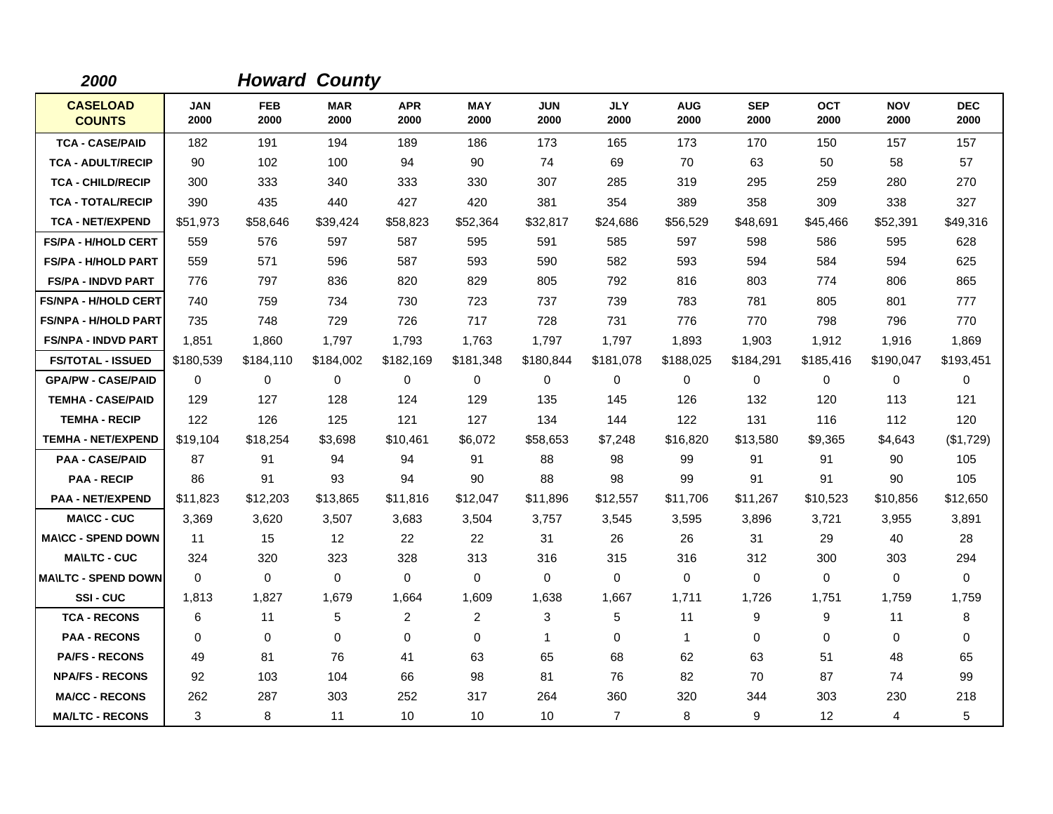*2000* ***Howard County***

| CASELOAD COUNTS | JAN 2000 | FEB 2000 | MAR 2000 | APR 2000 | MAY 2000 | JUN 2000 | JLY 2000 | AUG 2000 | SEP 2000 | OCT 2000 | NOV 2000 | DEC 2000 |
|---|---|---|---|---|---|---|---|---|---|---|---|---|
| TCA - CASE/PAID | 182 | 191 | 194 | 189 | 186 | 173 | 165 | 173 | 170 | 150 | 157 | 157 |
| TCA - ADULT/RECIP | 90 | 102 | 100 | 94 | 90 | 74 | 69 | 70 | 63 | 50 | 58 | 57 |
| TCA - CHILD/RECIP | 300 | 333 | 340 | 333 | 330 | 307 | 285 | 319 | 295 | 259 | 280 | 270 |
| TCA - TOTAL/RECIP | 390 | 435 | 440 | 427 | 420 | 381 | 354 | 389 | 358 | 309 | 338 | 327 |
| TCA - NET/EXPEND | $51,973 | $58,646 | $39,424 | $58,823 | $52,364 | $32,817 | $24,686 | $56,529 | $48,691 | $45,466 | $52,391 | $49,316 |
| FS/PA - H/HOLD CERT | 559 | 576 | 597 | 587 | 595 | 591 | 585 | 597 | 598 | 586 | 595 | 628 |
| FS/PA - H/HOLD PART | 559 | 571 | 596 | 587 | 593 | 590 | 582 | 593 | 594 | 584 | 594 | 625 |
| FS/PA - INDVD PART | 776 | 797 | 836 | 820 | 829 | 805 | 792 | 816 | 803 | 774 | 806 | 865 |
| FS/NPA - H/HOLD CERT | 740 | 759 | 734 | 730 | 723 | 737 | 739 | 783 | 781 | 805 | 801 | 777 |
| FS/NPA - H/HOLD PART | 735 | 748 | 729 | 726 | 717 | 728 | 731 | 776 | 770 | 798 | 796 | 770 |
| FS/NPA - INDVD PART | 1,851 | 1,860 | 1,797 | 1,793 | 1,763 | 1,797 | 1,797 | 1,893 | 1,903 | 1,912 | 1,916 | 1,869 |
| FS/TOTAL - ISSUED | $180,539 | $184,110 | $184,002 | $182,169 | $181,348 | $180,844 | $181,078 | $188,025 | $184,291 | $185,416 | $190,047 | $193,451 |
| GPA/PW - CASE/PAID | 0 | 0 | 0 | 0 | 0 | 0 | 0 | 0 | 0 | 0 | 0 | 0 |
| TEMHA - CASE/PAID | 129 | 127 | 128 | 124 | 129 | 135 | 145 | 126 | 132 | 120 | 113 | 121 |
| TEMHA - RECIP | 122 | 126 | 125 | 121 | 127 | 134 | 144 | 122 | 131 | 116 | 112 | 120 |
| TEMHA - NET/EXPEND | $19,104 | $18,254 | $3,698 | $10,461 | $6,072 | $58,653 | $7,248 | $16,820 | $13,580 | $9,365 | $4,643 | ($1,729) |
| PAA - CASE/PAID | 87 | 91 | 94 | 94 | 91 | 88 | 98 | 99 | 91 | 91 | 90 | 105 |
| PAA - RECIP | 86 | 91 | 93 | 94 | 90 | 88 | 98 | 99 | 91 | 91 | 90 | 105 |
| PAA - NET/EXPEND | $11,823 | $12,203 | $13,865 | $11,816 | $12,047 | $11,896 | $12,557 | $11,706 | $11,267 | $10,523 | $10,856 | $12,650 |
| MA\CC - CUC | 3,369 | 3,620 | 3,507 | 3,683 | 3,504 | 3,757 | 3,545 | 3,595 | 3,896 | 3,721 | 3,955 | 3,891 |
| MA\CC - SPEND DOWN | 11 | 15 | 12 | 22 | 22 | 31 | 26 | 26 | 31 | 29 | 40 | 28 |
| MA\LTC - CUC | 324 | 320 | 323 | 328 | 313 | 316 | 315 | 316 | 312 | 300 | 303 | 294 |
| MA\LTC - SPEND DOWN | 0 | 0 | 0 | 0 | 0 | 0 | 0 | 0 | 0 | 0 | 0 | 0 |
| SSI - CUC | 1,813 | 1,827 | 1,679 | 1,664 | 1,609 | 1,638 | 1,667 | 1,711 | 1,726 | 1,751 | 1,759 | 1,759 |
| TCA - RECONS | 6 | 11 | 5 | 2 | 2 | 3 | 5 | 11 | 9 | 9 | 11 | 8 |
| PAA - RECONS | 0 | 0 | 0 | 0 | 0 | 1 | 0 | 1 | 0 | 0 | 0 | 0 |
| PA/FS - RECONS | 49 | 81 | 76 | 41 | 63 | 65 | 68 | 62 | 63 | 51 | 48 | 65 |
| NPA/FS - RECONS | 92 | 103 | 104 | 66 | 98 | 81 | 76 | 82 | 70 | 87 | 74 | 99 |
| MA/CC - RECONS | 262 | 287 | 303 | 252 | 317 | 264 | 360 | 320 | 344 | 303 | 230 | 218 |
| MA/LTC - RECONS | 3 | 8 | 11 | 10 | 10 | 10 | 7 | 8 | 9 | 12 | 4 | 5 |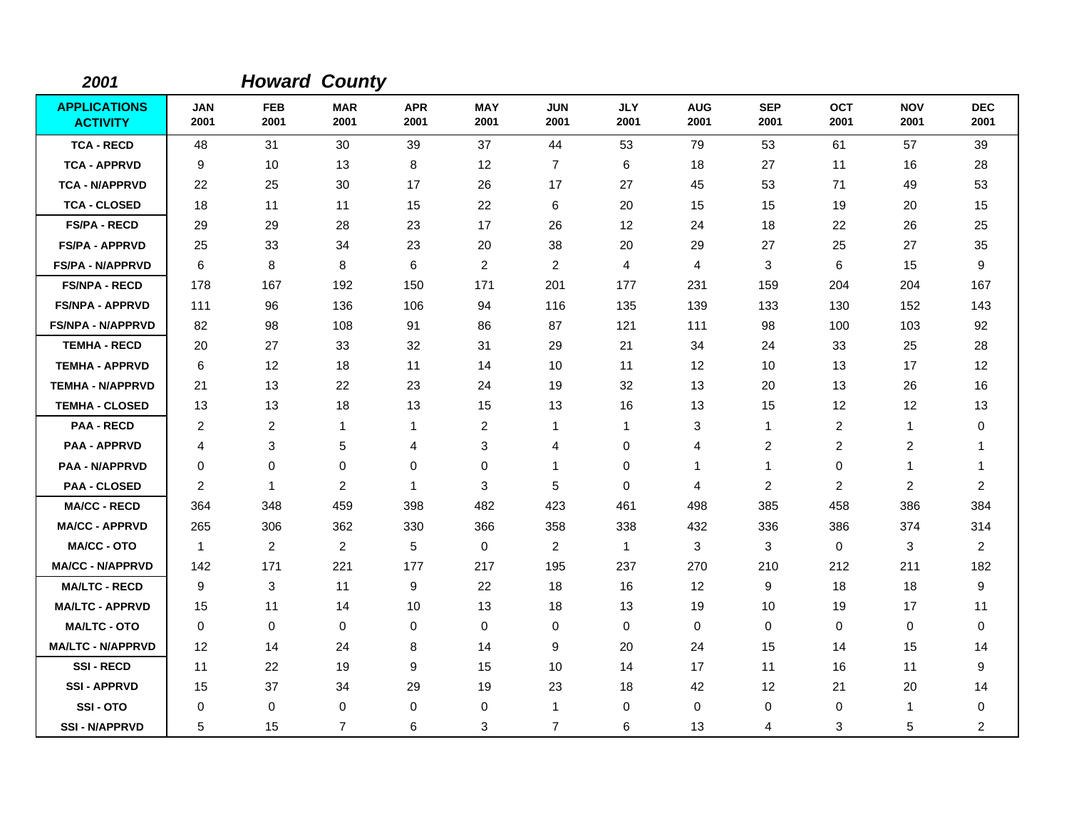*2001* ***Howard County***

| APPLICATIONS ACTIVITY | JAN 2001 | FEB 2001 | MAR 2001 | APR 2001 | MAY 2001 | JUN 2001 | JLY 2001 | AUG 2001 | SEP 2001 | OCT 2001 | NOV 2001 | DEC 2001 |
|---|---|---|---|---|---|---|---|---|---|---|---|---|
| TCA - RECD | 48 | 31 | 30 | 39 | 37 | 44 | 53 | 79 | 53 | 61 | 57 | 39 |
| TCA - APPRVD | 9 | 10 | 13 | 8 | 12 | 7 | 6 | 18 | 27 | 11 | 16 | 28 |
| TCA - N/APPRVD | 22 | 25 | 30 | 17 | 26 | 17 | 27 | 45 | 53 | 71 | 49 | 53 |
| TCA - CLOSED | 18 | 11 | 11 | 15 | 22 | 6 | 20 | 15 | 15 | 19 | 20 | 15 |
| FS/PA - RECD | 29 | 29 | 28 | 23 | 17 | 26 | 12 | 24 | 18 | 22 | 26 | 25 |
| FS/PA - APPRVD | 25 | 33 | 34 | 23 | 20 | 38 | 20 | 29 | 27 | 25 | 27 | 35 |
| FS/PA - N/APPRVD | 6 | 8 | 8 | 6 | 2 | 2 | 4 | 4 | 3 | 6 | 15 | 9 |
| FS/NPA - RECD | 178 | 167 | 192 | 150 | 171 | 201 | 177 | 231 | 159 | 204 | 204 | 167 |
| FS/NPA - APPRVD | 111 | 96 | 136 | 106 | 94 | 116 | 135 | 139 | 133 | 130 | 152 | 143 |
| FS/NPA - N/APPRVD | 82 | 98 | 108 | 91 | 86 | 87 | 121 | 111 | 98 | 100 | 103 | 92 |
| TEMHA - RECD | 20 | 27 | 33 | 32 | 31 | 29 | 21 | 34 | 24 | 33 | 25 | 28 |
| TEMHA - APPRVD | 6 | 12 | 18 | 11 | 14 | 10 | 11 | 12 | 10 | 13 | 17 | 12 |
| TEMHA - N/APPRVD | 21 | 13 | 22 | 23 | 24 | 19 | 32 | 13 | 20 | 13 | 26 | 16 |
| TEMHA - CLOSED | 13 | 13 | 18 | 13 | 15 | 13 | 16 | 13 | 15 | 12 | 12 | 13 |
| PAA - RECD | 2 | 2 | 1 | 1 | 2 | 1 | 1 | 3 | 1 | 2 | 1 | 0 |
| PAA - APPRVD | 4 | 3 | 5 | 4 | 3 | 4 | 0 | 4 | 2 | 2 | 2 | 1 |
| PAA - N/APPRVD | 0 | 0 | 0 | 0 | 0 | 1 | 0 | 1 | 1 | 0 | 1 | 1 |
| PAA - CLOSED | 2 | 1 | 2 | 1 | 3 | 5 | 0 | 4 | 2 | 2 | 2 | 2 |
| MA/CC - RECD | 364 | 348 | 459 | 398 | 482 | 423 | 461 | 498 | 385 | 458 | 386 | 384 |
| MA/CC - APPRVD | 265 | 306 | 362 | 330 | 366 | 358 | 338 | 432 | 336 | 386 | 374 | 314 |
| MA/CC - OTO | 1 | 2 | 2 | 5 | 0 | 2 | 1 | 3 | 3 | 0 | 3 | 2 |
| MA/CC - N/APPRVD | 142 | 171 | 221 | 177 | 217 | 195 | 237 | 270 | 210 | 212 | 211 | 182 |
| MA/LTC - RECD | 9 | 3 | 11 | 9 | 22 | 18 | 16 | 12 | 9 | 18 | 18 | 9 |
| MA/LTC - APPRVD | 15 | 11 | 14 | 10 | 13 | 18 | 13 | 19 | 10 | 19 | 17 | 11 |
| MA/LTC - OTO | 0 | 0 | 0 | 0 | 0 | 0 | 0 | 0 | 0 | 0 | 0 | 0 |
| MA/LTC - N/APPRVD | 12 | 14 | 24 | 8 | 14 | 9 | 20 | 24 | 15 | 14 | 15 | 14 |
| SSI - RECD | 11 | 22 | 19 | 9 | 15 | 10 | 14 | 17 | 11 | 16 | 11 | 9 |
| SSI - APPRVD | 15 | 37 | 34 | 29 | 19 | 23 | 18 | 42 | 12 | 21 | 20 | 14 |
| SSI - OTO | 0 | 0 | 0 | 0 | 0 | 1 | 0 | 0 | 0 | 0 | 1 | 0 |
| SSI - N/APPRVD | 5 | 15 | 7 | 6 | 3 | 7 | 6 | 13 | 4 | 3 | 5 | 2 |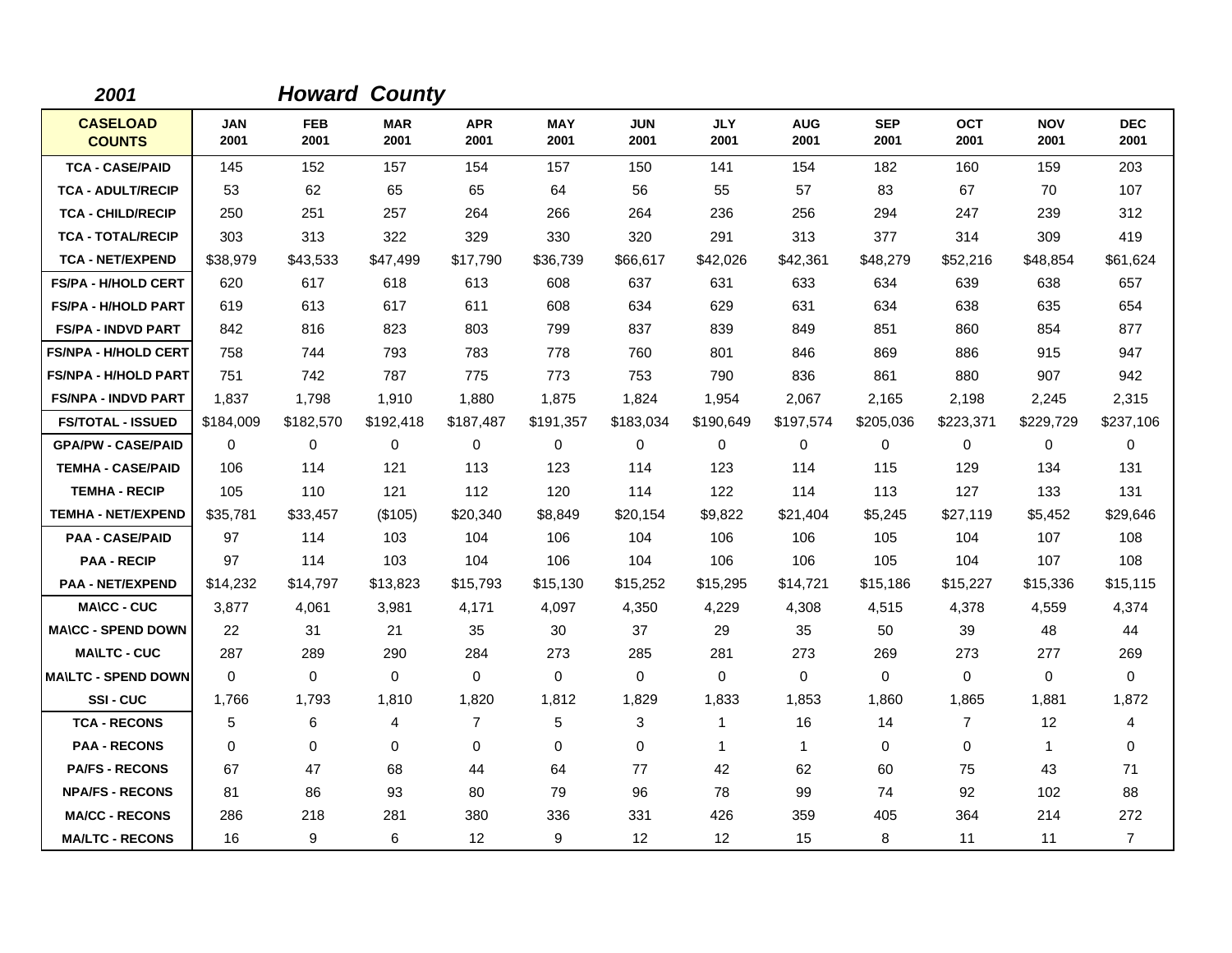*2001* ***Howard County***

| CASELOAD COUNTS | JAN 2001 | FEB 2001 | MAR 2001 | APR 2001 | MAY 2001 | JUN 2001 | JLY 2001 | AUG 2001 | SEP 2001 | OCT 2001 | NOV 2001 | DEC 2001 |
|---|---|---|---|---|---|---|---|---|---|---|---|---|
| TCA - CASE/PAID | 145 | 152 | 157 | 154 | 157 | 150 | 141 | 154 | 182 | 160 | 159 | 203 |
| TCA - ADULT/RECIP | 53 | 62 | 65 | 65 | 64 | 56 | 55 | 57 | 83 | 67 | 70 | 107 |
| TCA - CHILD/RECIP | 250 | 251 | 257 | 264 | 266 | 264 | 236 | 256 | 294 | 247 | 239 | 312 |
| TCA - TOTAL/RECIP | 303 | 313 | 322 | 329 | 330 | 320 | 291 | 313 | 377 | 314 | 309 | 419 |
| TCA - NET/EXPEND | $38,979 | $43,533 | $47,499 | $17,790 | $36,739 | $66,617 | $42,026 | $42,361 | $48,279 | $52,216 | $48,854 | $61,624 |
| FS/PA - H/HOLD CERT | 620 | 617 | 618 | 613 | 608 | 637 | 631 | 633 | 634 | 639 | 638 | 657 |
| FS/PA - H/HOLD PART | 619 | 613 | 617 | 611 | 608 | 634 | 629 | 631 | 634 | 638 | 635 | 654 |
| FS/PA - INDVD PART | 842 | 816 | 823 | 803 | 799 | 837 | 839 | 849 | 851 | 860 | 854 | 877 |
| FS/NPA - H/HOLD CERT | 758 | 744 | 793 | 783 | 778 | 760 | 801 | 846 | 869 | 886 | 915 | 947 |
| FS/NPA - H/HOLD PART | 751 | 742 | 787 | 775 | 773 | 753 | 790 | 836 | 861 | 880 | 907 | 942 |
| FS/NPA - INDVD PART | 1,837 | 1,798 | 1,910 | 1,880 | 1,875 | 1,824 | 1,954 | 2,067 | 2,165 | 2,198 | 2,245 | 2,315 |
| FS/TOTAL - ISSUED | $184,009 | $182,570 | $192,418 | $187,487 | $191,357 | $183,034 | $190,649 | $197,574 | $205,036 | $223,371 | $229,729 | $237,106 |
| GPA/PW - CASE/PAID | 0 | 0 | 0 | 0 | 0 | 0 | 0 | 0 | 0 | 0 | 0 | 0 |
| TEMHA - CASE/PAID | 106 | 114 | 121 | 113 | 123 | 114 | 123 | 114 | 115 | 129 | 134 | 131 |
| TEMHA - RECIP | 105 | 110 | 121 | 112 | 120 | 114 | 122 | 114 | 113 | 127 | 133 | 131 |
| TEMHA - NET/EXPEND | $35,781 | $33,457 | ($105) | $20,340 | $8,849 | $20,154 | $9,822 | $21,404 | $5,245 | $27,119 | $5,452 | $29,646 |
| PAA - CASE/PAID | 97 | 114 | 103 | 104 | 106 | 104 | 106 | 106 | 105 | 104 | 107 | 108 |
| PAA - RECIP | 97 | 114 | 103 | 104 | 106 | 104 | 106 | 106 | 105 | 104 | 107 | 108 |
| PAA - NET/EXPEND | $14,232 | $14,797 | $13,823 | $15,793 | $15,130 | $15,252 | $15,295 | $14,721 | $15,186 | $15,227 | $15,336 | $15,115 |
| MA\CC - CUC | 3,877 | 4,061 | 3,981 | 4,171 | 4,097 | 4,350 | 4,229 | 4,308 | 4,515 | 4,378 | 4,559 | 4,374 |
| MA\CC - SPEND DOWN | 22 | 31 | 21 | 35 | 30 | 37 | 29 | 35 | 50 | 39 | 48 | 44 |
| MA\LTC - CUC | 287 | 289 | 290 | 284 | 273 | 285 | 281 | 273 | 269 | 273 | 277 | 269 |
| MA\LTC - SPEND DOWN | 0 | 0 | 0 | 0 | 0 | 0 | 0 | 0 | 0 | 0 | 0 | 0 |
| SSI - CUC | 1,766 | 1,793 | 1,810 | 1,820 | 1,812 | 1,829 | 1,833 | 1,853 | 1,860 | 1,865 | 1,881 | 1,872 |
| TCA - RECONS | 5 | 6 | 4 | 7 | 5 | 3 | 1 | 16 | 14 | 7 | 12 | 4 |
| PAA - RECONS | 0 | 0 | 0 | 0 | 0 | 0 | 1 | 1 | 0 | 0 | 1 | 0 |
| PA/FS - RECONS | 67 | 47 | 68 | 44 | 64 | 77 | 42 | 62 | 60 | 75 | 43 | 71 |
| NPA/FS - RECONS | 81 | 86 | 93 | 80 | 79 | 96 | 78 | 99 | 74 | 92 | 102 | 88 |
| MA/CC - RECONS | 286 | 218 | 281 | 380 | 336 | 331 | 426 | 359 | 405 | 364 | 214 | 272 |
| MA/LTC - RECONS | 16 | 9 | 6 | 12 | 9 | 12 | 12 | 15 | 8 | 11 | 11 | 7 |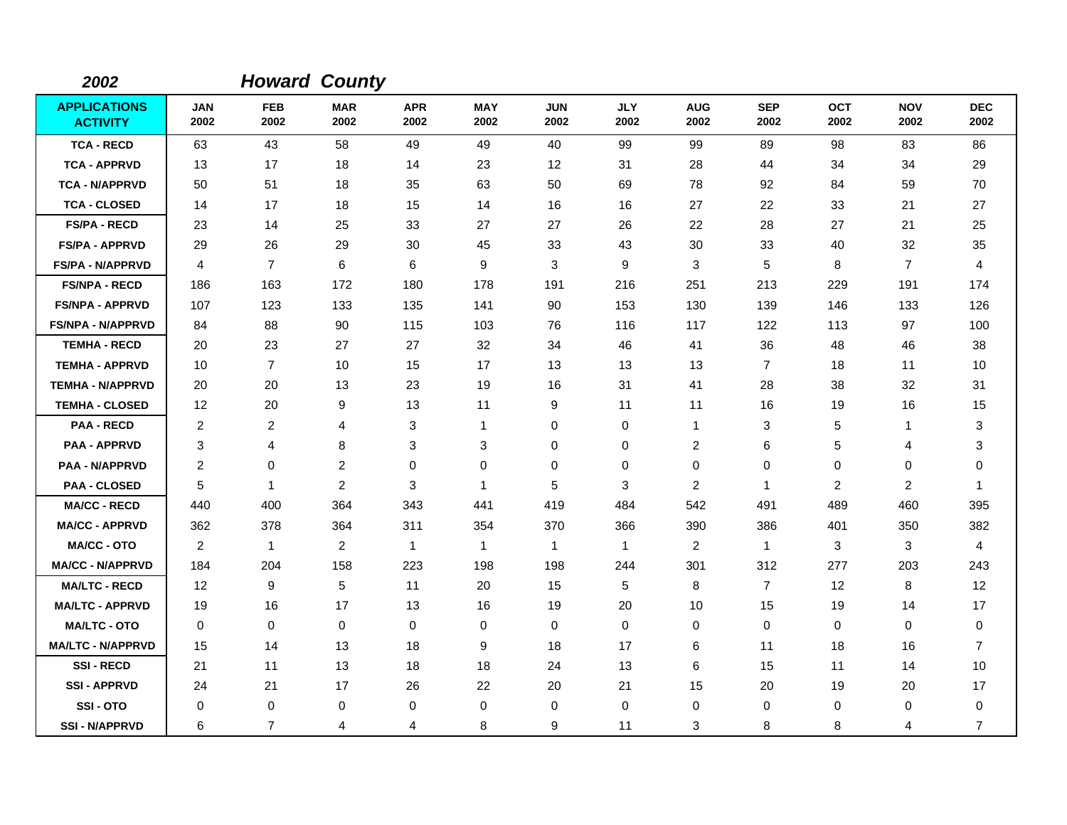## 2002 *Howard County*

| APPLICATIONS ACTIVITY | JAN 2002 | FEB 2002 | MAR 2002 | APR 2002 | MAY 2002 | JUN 2002 | JLY 2002 | AUG 2002 | SEP 2002 | OCT 2002 | NOV 2002 | DEC 2002 |
|---|---|---|---|---|---|---|---|---|---|---|---|---|
| TCA - RECD | 63 | 43 | 58 | 49 | 49 | 40 | 99 | 99 | 89 | 98 | 83 | 86 |
| TCA - APPRVD | 13 | 17 | 18 | 14 | 23 | 12 | 31 | 28 | 44 | 34 | 34 | 29 |
| TCA - N/APPRVD | 50 | 51 | 18 | 35 | 63 | 50 | 69 | 78 | 92 | 84 | 59 | 70 |
| TCA - CLOSED | 14 | 17 | 18 | 15 | 14 | 16 | 16 | 27 | 22 | 33 | 21 | 27 |
| FS/PA - RECD | 23 | 14 | 25 | 33 | 27 | 27 | 26 | 22 | 28 | 27 | 21 | 25 |
| FS/PA - APPRVD | 29 | 26 | 29 | 30 | 45 | 33 | 43 | 30 | 33 | 40 | 32 | 35 |
| FS/PA - N/APPRVD | 4 | 7 | 6 | 6 | 9 | 3 | 9 | 3 | 5 | 8 | 7 | 4 |
| FS/NPA - RECD | 186 | 163 | 172 | 180 | 178 | 191 | 216 | 251 | 213 | 229 | 191 | 174 |
| FS/NPA - APPRVD | 107 | 123 | 133 | 135 | 141 | 90 | 153 | 130 | 139 | 146 | 133 | 126 |
| FS/NPA - N/APPRVD | 84 | 88 | 90 | 115 | 103 | 76 | 116 | 117 | 122 | 113 | 97 | 100 |
| TEMHA - RECD | 20 | 23 | 27 | 27 | 32 | 34 | 46 | 41 | 36 | 48 | 46 | 38 |
| TEMHA - APPRVD | 10 | 7 | 10 | 15 | 17 | 13 | 13 | 13 | 7 | 18 | 11 | 10 |
| TEMHA - N/APPRVD | 20 | 20 | 13 | 23 | 19 | 16 | 31 | 41 | 28 | 38 | 32 | 31 |
| TEMHA - CLOSED | 12 | 20 | 9 | 13 | 11 | 9 | 11 | 11 | 16 | 19 | 16 | 15 |
| PAA - RECD | 2 | 2 | 4 | 3 | 1 | 0 | 0 | 1 | 3 | 5 | 1 | 3 |
| PAA - APPRVD | 3 | 4 | 8 | 3 | 3 | 0 | 0 | 2 | 6 | 5 | 4 | 3 |
| PAA - N/APPRVD | 2 | 0 | 2 | 0 | 0 | 0 | 0 | 0 | 0 | 0 | 0 | 0 |
| PAA - CLOSED | 5 | 1 | 2 | 3 | 1 | 5 | 3 | 2 | 1 | 2 | 2 | 1 |
| MA/CC - RECD | 440 | 400 | 364 | 343 | 441 | 419 | 484 | 542 | 491 | 489 | 460 | 395 |
| MA/CC - APPRVD | 362 | 378 | 364 | 311 | 354 | 370 | 366 | 390 | 386 | 401 | 350 | 382 |
| MA/CC - OTO | 2 | 1 | 2 | 1 | 1 | 1 | 1 | 2 | 1 | 3 | 3 | 4 |
| MA/CC - N/APPRVD | 184 | 204 | 158 | 223 | 198 | 198 | 244 | 301 | 312 | 277 | 203 | 243 |
| MA/LTC - RECD | 12 | 9 | 5 | 11 | 20 | 15 | 5 | 8 | 7 | 12 | 8 | 12 |
| MA/LTC - APPRVD | 19 | 16 | 17 | 13 | 16 | 19 | 20 | 10 | 15 | 19 | 14 | 17 |
| MA/LTC - OTO | 0 | 0 | 0 | 0 | 0 | 0 | 0 | 0 | 0 | 0 | 0 | 0 |
| MA/LTC - N/APPRVD | 15 | 14 | 13 | 18 | 9 | 18 | 17 | 6 | 11 | 18 | 16 | 7 |
| SSI - RECD | 21 | 11 | 13 | 18 | 18 | 24 | 13 | 6 | 15 | 11 | 14 | 10 |
| SSI - APPRVD | 24 | 21 | 17 | 26 | 22 | 20 | 21 | 15 | 20 | 19 | 20 | 17 |
| SSI - OTO | 0 | 0 | 0 | 0 | 0 | 0 | 0 | 0 | 0 | 0 | 0 | 0 |
| SSI - N/APPRVD | 6 | 7 | 4 | 4 | 8 | 9 | 11 | 3 | 8 | 8 | 4 | 7 |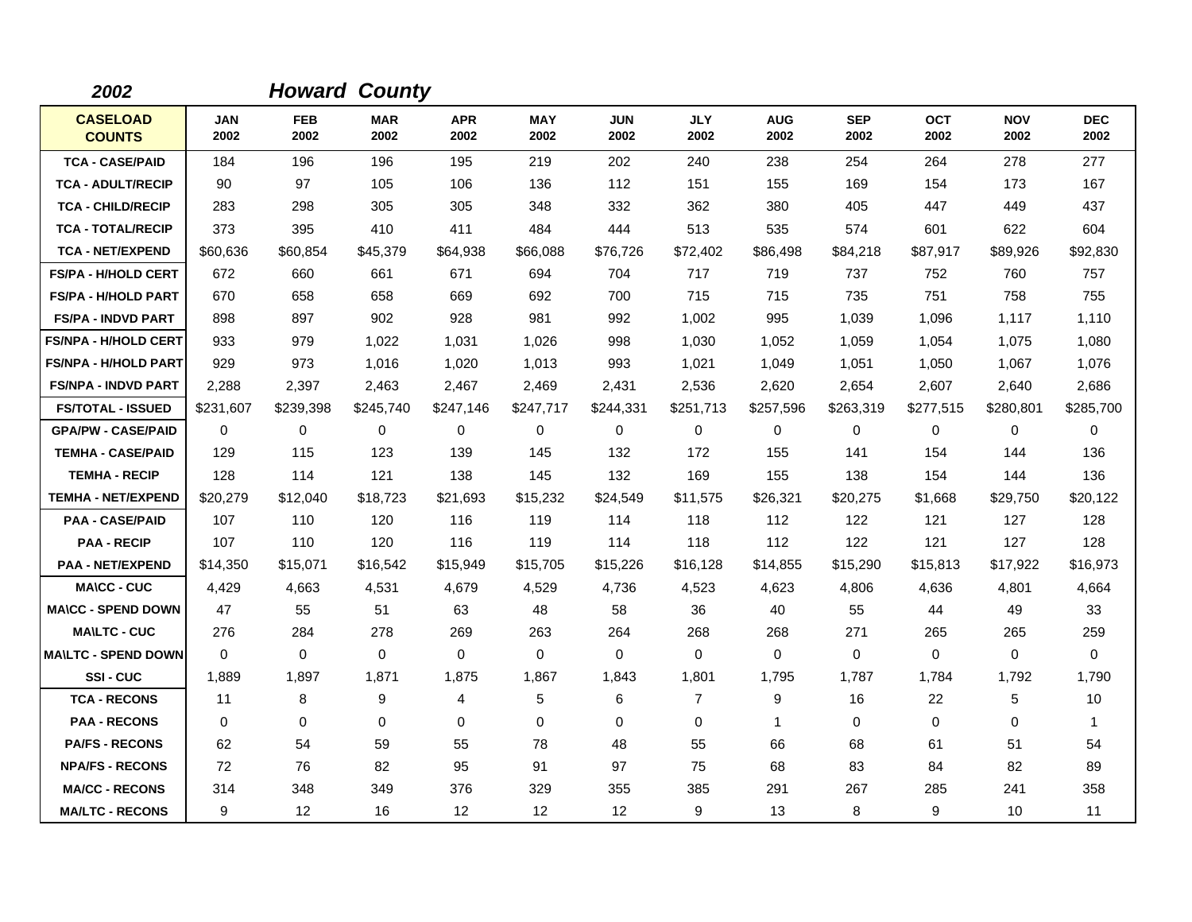**2002** **Howard County**

| CASELOAD COUNTS | JAN 2002 | FEB 2002 | MAR 2002 | APR 2002 | MAY 2002 | JUN 2002 | JLY 2002 | AUG 2002 | SEP 2002 | OCT 2002 | NOV 2002 | DEC 2002 |
|---|---|---|---|---|---|---|---|---|---|---|---|---|
| TCA - CASE/PAID | 184 | 196 | 196 | 195 | 219 | 202 | 240 | 238 | 254 | 264 | 278 | 277 |
| TCA - ADULT/RECIP | 90 | 97 | 105 | 106 | 136 | 112 | 151 | 155 | 169 | 154 | 173 | 167 |
| TCA - CHILD/RECIP | 283 | 298 | 305 | 305 | 348 | 332 | 362 | 380 | 405 | 447 | 449 | 437 |
| TCA - TOTAL/RECIP | 373 | 395 | 410 | 411 | 484 | 444 | 513 | 535 | 574 | 601 | 622 | 604 |
| TCA - NET/EXPEND | $60,636 | $60,854 | $45,379 | $64,938 | $66,088 | $76,726 | $72,402 | $86,498 | $84,218 | $87,917 | $89,926 | $92,830 |
| FS/PA - H/HOLD CERT | 672 | 660 | 661 | 671 | 694 | 704 | 717 | 719 | 737 | 752 | 760 | 757 |
| FS/PA - H/HOLD PART | 670 | 658 | 658 | 669 | 692 | 700 | 715 | 715 | 735 | 751 | 758 | 755 |
| FS/PA - INDVD PART | 898 | 897 | 902 | 928 | 981 | 992 | 1,002 | 995 | 1,039 | 1,096 | 1,117 | 1,110 |
| FS/NPA - H/HOLD CERT | 933 | 979 | 1,022 | 1,031 | 1,026 | 998 | 1,030 | 1,052 | 1,059 | 1,054 | 1,075 | 1,080 |
| FS/NPA - H/HOLD PART | 929 | 973 | 1,016 | 1,020 | 1,013 | 993 | 1,021 | 1,049 | 1,051 | 1,050 | 1,067 | 1,076 |
| FS/NPA - INDVD PART | 2,288 | 2,397 | 2,463 | 2,467 | 2,469 | 2,431 | 2,536 | 2,620 | 2,654 | 2,607 | 2,640 | 2,686 |
| FS/TOTAL - ISSUED | $231,607 | $239,398 | $245,740 | $247,146 | $247,717 | $244,331 | $251,713 | $257,596 | $263,319 | $277,515 | $280,801 | $285,700 |
| GPA/PW - CASE/PAID | 0 | 0 | 0 | 0 | 0 | 0 | 0 | 0 | 0 | 0 | 0 | 0 |
| TEMHA - CASE/PAID | 129 | 115 | 123 | 139 | 145 | 132 | 172 | 155 | 141 | 154 | 144 | 136 |
| TEMHA - RECIP | 128 | 114 | 121 | 138 | 145 | 132 | 169 | 155 | 138 | 154 | 144 | 136 |
| TEMHA - NET/EXPEND | $20,279 | $12,040 | $18,723 | $21,693 | $15,232 | $24,549 | $11,575 | $26,321 | $20,275 | $1,668 | $29,750 | $20,122 |
| PAA - CASE/PAID | 107 | 110 | 120 | 116 | 119 | 114 | 118 | 112 | 122 | 121 | 127 | 128 |
| PAA - RECIP | 107 | 110 | 120 | 116 | 119 | 114 | 118 | 112 | 122 | 121 | 127 | 128 |
| PAA - NET/EXPEND | $14,350 | $15,071 | $16,542 | $15,949 | $15,705 | $15,226 | $16,128 | $14,855 | $15,290 | $15,813 | $17,922 | $16,973 |
| MA\CC - CUC | 4,429 | 4,663 | 4,531 | 4,679 | 4,529 | 4,736 | 4,523 | 4,623 | 4,806 | 4,636 | 4,801 | 4,664 |
| MA\CC - SPEND DOWN | 47 | 55 | 51 | 63 | 48 | 58 | 36 | 40 | 55 | 44 | 49 | 33 |
| MA\LTC - CUC | 276 | 284 | 278 | 269 | 263 | 264 | 268 | 268 | 271 | 265 | 265 | 259 |
| MA\LTC - SPEND DOWN | 0 | 0 | 0 | 0 | 0 | 0 | 0 | 0 | 0 | 0 | 0 | 0 |
| SSI - CUC | 1,889 | 1,897 | 1,871 | 1,875 | 1,867 | 1,843 | 1,801 | 1,795 | 1,787 | 1,784 | 1,792 | 1,790 |
| TCA - RECONS | 11 | 8 | 9 | 4 | 5 | 6 | 7 | 9 | 16 | 22 | 5 | 10 |
| PAA - RECONS | 0 | 0 | 0 | 0 | 0 | 0 | 0 | 1 | 0 | 0 | 0 | 1 |
| PA/FS - RECONS | 62 | 54 | 59 | 55 | 78 | 48 | 55 | 66 | 68 | 61 | 51 | 54 |
| NPA/FS - RECONS | 72 | 76 | 82 | 95 | 91 | 97 | 75 | 68 | 83 | 84 | 82 | 89 |
| MA/CC - RECONS | 314 | 348 | 349 | 376 | 329 | 355 | 385 | 291 | 267 | 285 | 241 | 358 |
| MA/LTC - RECONS | 9 | 12 | 16 | 12 | 12 | 12 | 9 | 13 | 8 | 9 | 10 | 11 |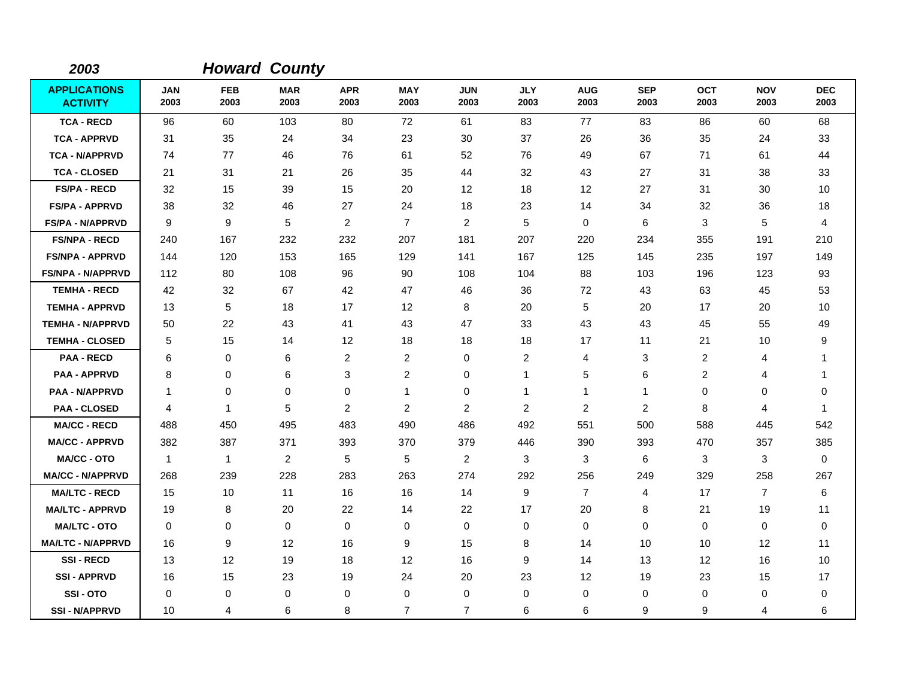**2003** **Howard County**

| APPLICATIONS ACTIVITY | JAN 2003 | FEB 2003 | MAR 2003 | APR 2003 | MAY 2003 | JUN 2003 | JLY 2003 | AUG 2003 | SEP 2003 | OCT 2003 | NOV 2003 | DEC 2003 |
|---|---|---|---|---|---|---|---|---|---|---|---|---|
| TCA - RECD | 96 | 60 | 103 | 80 | 72 | 61 | 83 | 77 | 83 | 86 | 60 | 68 |
| TCA - APPRVD | 31 | 35 | 24 | 34 | 23 | 30 | 37 | 26 | 36 | 35 | 24 | 33 |
| TCA - N/APPRVD | 74 | 77 | 46 | 76 | 61 | 52 | 76 | 49 | 67 | 71 | 61 | 44 |
| TCA - CLOSED | 21 | 31 | 21 | 26 | 35 | 44 | 32 | 43 | 27 | 31 | 38 | 33 |
| FS/PA - RECD | 32 | 15 | 39 | 15 | 20 | 12 | 18 | 12 | 27 | 31 | 30 | 10 |
| FS/PA - APPRVD | 38 | 32 | 46 | 27 | 24 | 18 | 23 | 14 | 34 | 32 | 36 | 18 |
| FS/PA - N/APPRVD | 9 | 9 | 5 | 2 | 7 | 2 | 5 | 0 | 6 | 3 | 5 | 4 |
| FS/NPA - RECD | 240 | 167 | 232 | 232 | 207 | 181 | 207 | 220 | 234 | 355 | 191 | 210 |
| FS/NPA - APPRVD | 144 | 120 | 153 | 165 | 129 | 141 | 167 | 125 | 145 | 235 | 197 | 149 |
| FS/NPA - N/APPRVD | 112 | 80 | 108 | 96 | 90 | 108 | 104 | 88 | 103 | 196 | 123 | 93 |
| TEMHA - RECD | 42 | 32 | 67 | 42 | 47 | 46 | 36 | 72 | 43 | 63 | 45 | 53 |
| TEMHA - APPRVD | 13 | 5 | 18 | 17 | 12 | 8 | 20 | 5 | 20 | 17 | 20 | 10 |
| TEMHA - N/APPRVD | 50 | 22 | 43 | 41 | 43 | 47 | 33 | 43 | 43 | 45 | 55 | 49 |
| TEMHA - CLOSED | 5 | 15 | 14 | 12 | 18 | 18 | 18 | 17 | 11 | 21 | 10 | 9 |
| PAA - RECD | 6 | 0 | 6 | 2 | 2 | 0 | 2 | 4 | 3 | 2 | 4 | 1 |
| PAA - APPRVD | 8 | 0 | 6 | 3 | 2 | 0 | 1 | 5 | 6 | 2 | 4 | 1 |
| PAA - N/APPRVD | 1 | 0 | 0 | 0 | 1 | 0 | 1 | 1 | 1 | 0 | 0 | 0 |
| PAA - CLOSED | 4 | 1 | 5 | 2 | 2 | 2 | 2 | 2 | 2 | 8 | 4 | 1 |
| MA/CC - RECD | 488 | 450 | 495 | 483 | 490 | 486 | 492 | 551 | 500 | 588 | 445 | 542 |
| MA/CC - APPRVD | 382 | 387 | 371 | 393 | 370 | 379 | 446 | 390 | 393 | 470 | 357 | 385 |
| MA/CC - OTO | 1 | 1 | 2 | 5 | 5 | 2 | 3 | 3 | 6 | 3 | 3 | 0 |
| MA/CC - N/APPRVD | 268 | 239 | 228 | 283 | 263 | 274 | 292 | 256 | 249 | 329 | 258 | 267 |
| MA/LTC - RECD | 15 | 10 | 11 | 16 | 16 | 14 | 9 | 7 | 4 | 17 | 7 | 6 |
| MA/LTC - APPRVD | 19 | 8 | 20 | 22 | 14 | 22 | 17 | 20 | 8 | 21 | 19 | 11 |
| MA/LTC - OTO | 0 | 0 | 0 | 0 | 0 | 0 | 0 | 0 | 0 | 0 | 0 | 0 |
| MA/LTC - N/APPRVD | 16 | 9 | 12 | 16 | 9 | 15 | 8 | 14 | 10 | 10 | 12 | 11 |
| SSI - RECD | 13 | 12 | 19 | 18 | 12 | 16 | 9 | 14 | 13 | 12 | 16 | 10 |
| SSI - APPRVD | 16 | 15 | 23 | 19 | 24 | 20 | 23 | 12 | 19 | 23 | 15 | 17 |
| SSI - OTO | 0 | 0 | 0 | 0 | 0 | 0 | 0 | 0 | 0 | 0 | 0 | 0 |
| SSI - N/APPRVD | 10 | 4 | 6 | 8 | 7 | 7 | 6 | 6 | 9 | 9 | 4 | 6 |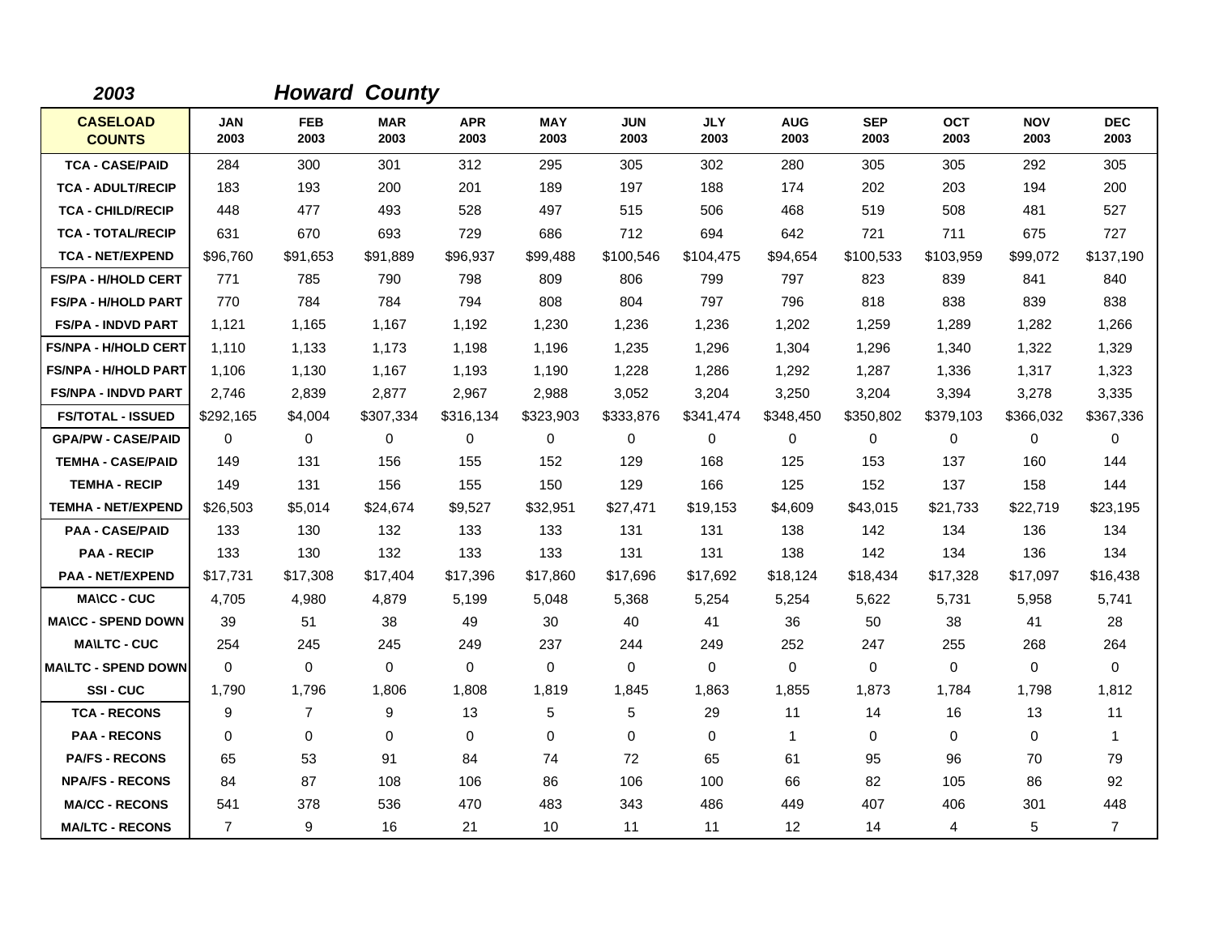**2003** **Howard County**

| CASELOAD COUNTS | JAN 2003 | FEB 2003 | MAR 2003 | APR 2003 | MAY 2003 | JUN 2003 | JLY 2003 | AUG 2003 | SEP 2003 | OCT 2003 | NOV 2003 | DEC 2003 |
|---|---|---|---|---|---|---|---|---|---|---|---|---|
| TCA - CASE/PAID | 284 | 300 | 301 | 312 | 295 | 305 | 302 | 280 | 305 | 305 | 292 | 305 |
| TCA - ADULT/RECIP | 183 | 193 | 200 | 201 | 189 | 197 | 188 | 174 | 202 | 203 | 194 | 200 |
| TCA - CHILD/RECIP | 448 | 477 | 493 | 528 | 497 | 515 | 506 | 468 | 519 | 508 | 481 | 527 |
| TCA - TOTAL/RECIP | 631 | 670 | 693 | 729 | 686 | 712 | 694 | 642 | 721 | 711 | 675 | 727 |
| TCA - NET/EXPEND | $96,760 | $91,653 | $91,889 | $96,937 | $99,488 | $100,546 | $104,475 | $94,654 | $100,533 | $103,959 | $99,072 | $137,190 |
| FS/PA - H/HOLD CERT | 771 | 785 | 790 | 798 | 809 | 806 | 799 | 797 | 823 | 839 | 841 | 840 |
| FS/PA - H/HOLD PART | 770 | 784 | 784 | 794 | 808 | 804 | 797 | 796 | 818 | 838 | 839 | 838 |
| FS/PA - INDVD PART | 1,121 | 1,165 | 1,167 | 1,192 | 1,230 | 1,236 | 1,236 | 1,202 | 1,259 | 1,289 | 1,282 | 1,266 |
| FS/NPA - H/HOLD CERT | 1,110 | 1,133 | 1,173 | 1,198 | 1,196 | 1,235 | 1,296 | 1,304 | 1,296 | 1,340 | 1,322 | 1,329 |
| FS/NPA - H/HOLD PART | 1,106 | 1,130 | 1,167 | 1,193 | 1,190 | 1,228 | 1,286 | 1,292 | 1,287 | 1,336 | 1,317 | 1,323 |
| FS/NPA - INDVD PART | 2,746 | 2,839 | 2,877 | 2,967 | 2,988 | 3,052 | 3,204 | 3,250 | 3,204 | 3,394 | 3,278 | 3,335 |
| FS/TOTAL - ISSUED | $292,165 | $4,004 | $307,334 | $316,134 | $323,903 | $333,876 | $341,474 | $348,450 | $350,802 | $379,103 | $366,032 | $367,336 |
| GPA/PW - CASE/PAID | 0 | 0 | 0 | 0 | 0 | 0 | 0 | 0 | 0 | 0 | 0 | 0 |
| TEMHA - CASE/PAID | 149 | 131 | 156 | 155 | 152 | 129 | 168 | 125 | 153 | 137 | 160 | 144 |
| TEMHA - RECIP | 149 | 131 | 156 | 155 | 150 | 129 | 166 | 125 | 152 | 137 | 158 | 144 |
| TEMHA - NET/EXPEND | $26,503 | $5,014 | $24,674 | $9,527 | $32,951 | $27,471 | $19,153 | $4,609 | $43,015 | $21,733 | $22,719 | $23,195 |
| PAA - CASE/PAID | 133 | 130 | 132 | 133 | 133 | 131 | 131 | 138 | 142 | 134 | 136 | 134 |
| PAA - RECIP | 133 | 130 | 132 | 133 | 133 | 131 | 131 | 138 | 142 | 134 | 136 | 134 |
| PAA - NET/EXPEND | $17,731 | $17,308 | $17,404 | $17,396 | $17,860 | $17,696 | $17,692 | $18,124 | $18,434 | $17,328 | $17,097 | $16,438 |
| MA\CC - CUC | 4,705 | 4,980 | 4,879 | 5,199 | 5,048 | 5,368 | 5,254 | 5,254 | 5,622 | 5,731 | 5,958 | 5,741 |
| MA\CC - SPEND DOWN | 39 | 51 | 38 | 49 | 30 | 40 | 41 | 36 | 50 | 38 | 41 | 28 |
| MA\LTC - CUC | 254 | 245 | 245 | 249 | 237 | 244 | 249 | 252 | 247 | 255 | 268 | 264 |
| MA\LTC - SPEND DOWN | 0 | 0 | 0 | 0 | 0 | 0 | 0 | 0 | 0 | 0 | 0 | 0 |
| SSI - CUC | 1,790 | 1,796 | 1,806 | 1,808 | 1,819 | 1,845 | 1,863 | 1,855 | 1,873 | 1,784 | 1,798 | 1,812 |
| TCA - RECONS | 9 | 7 | 9 | 13 | 5 | 5 | 29 | 11 | 14 | 16 | 13 | 11 |
| PAA - RECONS | 0 | 0 | 0 | 0 | 0 | 0 | 0 | 1 | 0 | 0 | 0 | 1 |
| PA/FS - RECONS | 65 | 53 | 91 | 84 | 74 | 72 | 65 | 61 | 95 | 96 | 70 | 79 |
| NPA/FS - RECONS | 84 | 87 | 108 | 106 | 86 | 106 | 100 | 66 | 82 | 105 | 86 | 92 |
| MA/CC - RECONS | 541 | 378 | 536 | 470 | 483 | 343 | 486 | 449 | 407 | 406 | 301 | 448 |
| MA/LTC - RECONS | 7 | 9 | 16 | 21 | 10 | 11 | 11 | 12 | 14 | 4 | 5 | 7 |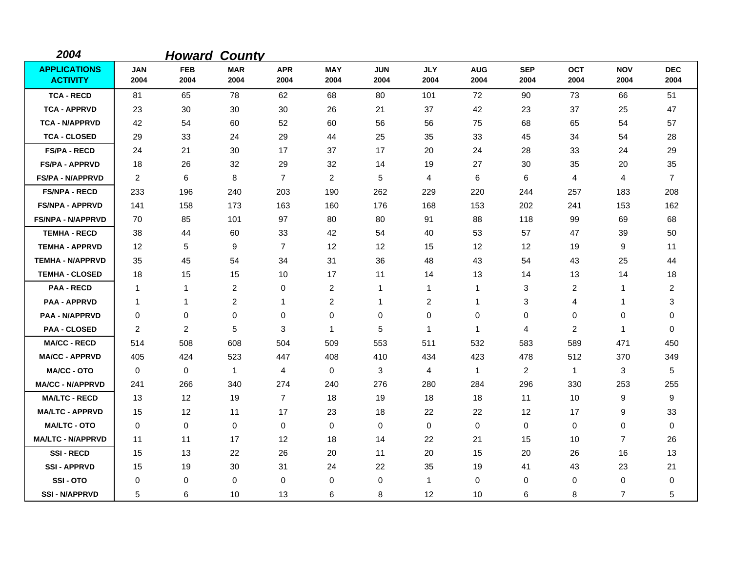*2004* ***Howard County***

| APPLICATIONS ACTIVITY | JAN 2004 | FEB 2004 | MAR 2004 | APR 2004 | MAY 2004 | JUN 2004 | JLY 2004 | AUG 2004 | SEP 2004 | OCT 2004 | NOV 2004 | DEC 2004 |
|---|---|---|---|---|---|---|---|---|---|---|---|---|
| TCA - RECD | 81 | 65 | 78 | 62 | 68 | 80 | 101 | 72 | 90 | 73 | 66 | 51 |
| TCA - APPRVD | 23 | 30 | 30 | 30 | 26 | 21 | 37 | 42 | 23 | 37 | 25 | 47 |
| TCA - N/APPRVD | 42 | 54 | 60 | 52 | 60 | 56 | 56 | 75 | 68 | 65 | 54 | 57 |
| TCA - CLOSED | 29 | 33 | 24 | 29 | 44 | 25 | 35 | 33 | 45 | 34 | 54 | 28 |
| FS/PA - RECD | 24 | 21 | 30 | 17 | 37 | 17 | 20 | 24 | 28 | 33 | 24 | 29 |
| FS/PA - APPRVD | 18 | 26 | 32 | 29 | 32 | 14 | 19 | 27 | 30 | 35 | 20 | 35 |
| FS/PA - N/APPRVD | 2 | 6 | 8 | 7 | 2 | 5 | 4 | 6 | 6 | 4 | 4 | 7 |
| FS/NPA - RECD | 233 | 196 | 240 | 203 | 190 | 262 | 229 | 220 | 244 | 257 | 183 | 208 |
| FS/NPA - APPRVD | 141 | 158 | 173 | 163 | 160 | 176 | 168 | 153 | 202 | 241 | 153 | 162 |
| FS/NPA - N/APPRVD | 70 | 85 | 101 | 97 | 80 | 80 | 91 | 88 | 118 | 99 | 69 | 68 |
| TEMHA - RECD | 38 | 44 | 60 | 33 | 42 | 54 | 40 | 53 | 57 | 47 | 39 | 50 |
| TEMHA - APPRVD | 12 | 5 | 9 | 7 | 12 | 12 | 15 | 12 | 12 | 19 | 9 | 11 |
| TEMHA - N/APPRVD | 35 | 45 | 54 | 34 | 31 | 36 | 48 | 43 | 54 | 43 | 25 | 44 |
| TEMHA - CLOSED | 18 | 15 | 15 | 10 | 17 | 11 | 14 | 13 | 14 | 13 | 14 | 18 |
| PAA - RECD | 1 | 1 | 2 | 0 | 2 | 1 | 1 | 1 | 3 | 2 | 1 | 2 |
| PAA - APPRVD | 1 | 1 | 2 | 1 | 2 | 1 | 2 | 1 | 3 | 4 | 1 | 3 |
| PAA - N/APPRVD | 0 | 0 | 0 | 0 | 0 | 0 | 0 | 0 | 0 | 0 | 0 | 0 |
| PAA - CLOSED | 2 | 2 | 5 | 3 | 1 | 5 | 1 | 1 | 4 | 2 | 1 | 0 |
| MA/CC - RECD | 514 | 508 | 608 | 504 | 509 | 553 | 511 | 532 | 583 | 589 | 471 | 450 |
| MA/CC - APPRVD | 405 | 424 | 523 | 447 | 408 | 410 | 434 | 423 | 478 | 512 | 370 | 349 |
| MA/CC - OTO | 0 | 0 | 1 | 4 | 0 | 3 | 4 | 1 | 2 | 1 | 3 | 5 |
| MA/CC - N/APPRVD | 241 | 266 | 340 | 274 | 240 | 276 | 280 | 284 | 296 | 330 | 253 | 255 |
| MA/LTC - RECD | 13 | 12 | 19 | 7 | 18 | 19 | 18 | 18 | 11 | 10 | 9 | 9 |
| MA/LTC - APPRVD | 15 | 12 | 11 | 17 | 23 | 18 | 22 | 22 | 12 | 17 | 9 | 33 |
| MA/LTC - OTO | 0 | 0 | 0 | 0 | 0 | 0 | 0 | 0 | 0 | 0 | 0 | 0 |
| MA/LTC - N/APPRVD | 11 | 11 | 17 | 12 | 18 | 14 | 22 | 21 | 15 | 10 | 7 | 26 |
| SSI - RECD | 15 | 13 | 22 | 26 | 20 | 11 | 20 | 15 | 20 | 26 | 16 | 13 |
| SSI - APPRVD | 15 | 19 | 30 | 31 | 24 | 22 | 35 | 19 | 41 | 43 | 23 | 21 |
| SSI - OTO | 0 | 0 | 0 | 0 | 0 | 0 | 1 | 0 | 0 | 0 | 0 | 0 |
| SSI - N/APPRVD | 5 | 6 | 10 | 13 | 6 | 8 | 12 | 10 | 6 | 8 | 7 | 5 |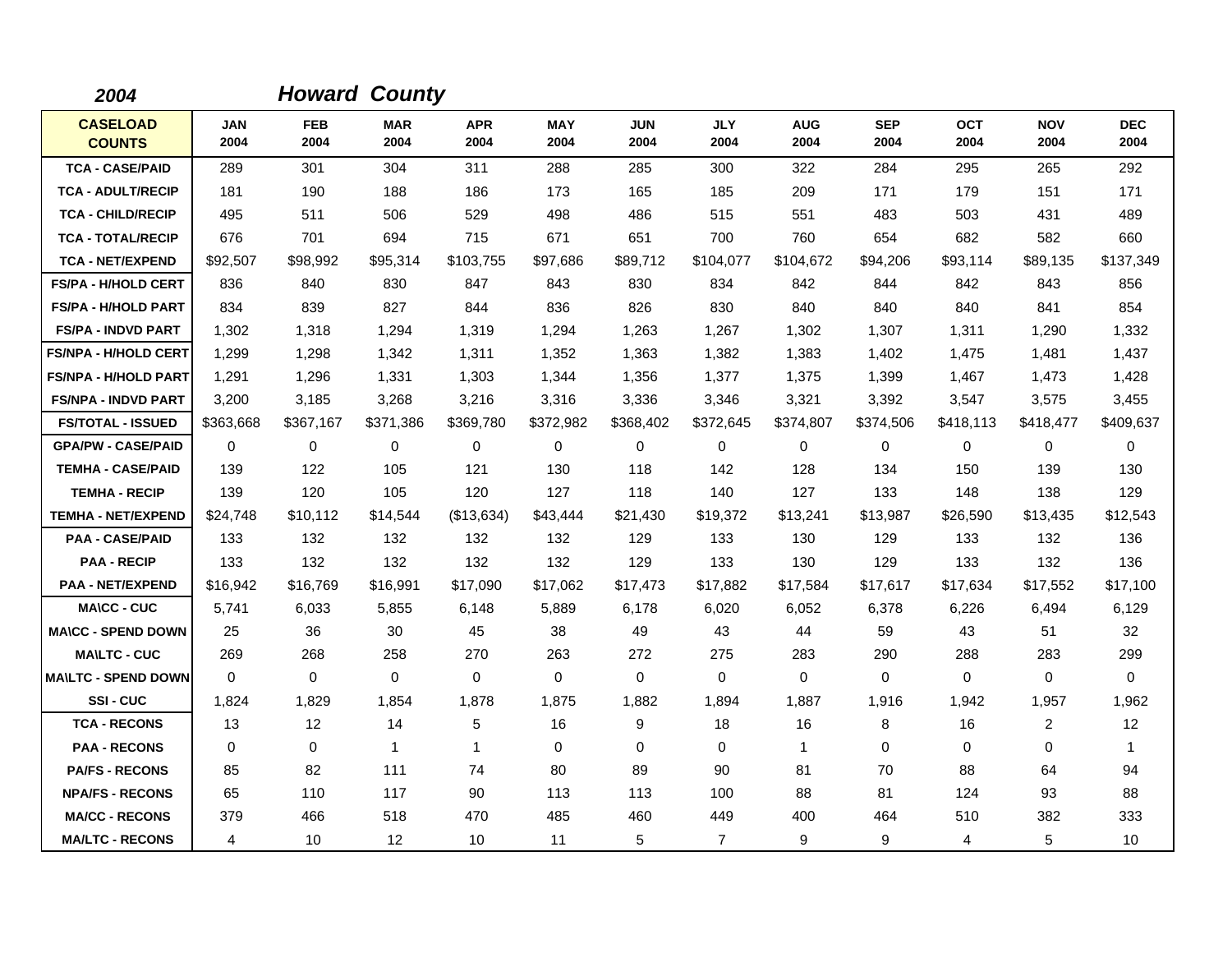*2004* ***Howard County***

| CASELOAD COUNTS | JAN 2004 | FEB 2004 | MAR 2004 | APR 2004 | MAY 2004 | JUN 2004 | JLY 2004 | AUG 2004 | SEP 2004 | OCT 2004 | NOV 2004 | DEC 2004 |
|---|---|---|---|---|---|---|---|---|---|---|---|---|
| TCA - CASE/PAID | 289 | 301 | 304 | 311 | 288 | 285 | 300 | 322 | 284 | 295 | 265 | 292 |
| TCA - ADULT/RECIP | 181 | 190 | 188 | 186 | 173 | 165 | 185 | 209 | 171 | 179 | 151 | 171 |
| TCA - CHILD/RECIP | 495 | 511 | 506 | 529 | 498 | 486 | 515 | 551 | 483 | 503 | 431 | 489 |
| TCA - TOTAL/RECIP | 676 | 701 | 694 | 715 | 671 | 651 | 700 | 760 | 654 | 682 | 582 | 660 |
| TCA - NET/EXPEND | $92,507 | $98,992 | $95,314 | $103,755 | $97,686 | $89,712 | $104,077 | $104,672 | $94,206 | $93,114 | $89,135 | $137,349 |
| FS/PA - H/HOLD CERT | 836 | 840 | 830 | 847 | 843 | 830 | 834 | 842 | 844 | 842 | 843 | 856 |
| FS/PA - H/HOLD PART | 834 | 839 | 827 | 844 | 836 | 826 | 830 | 840 | 840 | 840 | 841 | 854 |
| FS/PA - INDVD PART | 1,302 | 1,318 | 1,294 | 1,319 | 1,294 | 1,263 | 1,267 | 1,302 | 1,307 | 1,311 | 1,290 | 1,332 |
| FS/NPA - H/HOLD CERT | 1,299 | 1,298 | 1,342 | 1,311 | 1,352 | 1,363 | 1,382 | 1,383 | 1,402 | 1,475 | 1,481 | 1,437 |
| FS/NPA - H/HOLD PART | 1,291 | 1,296 | 1,331 | 1,303 | 1,344 | 1,356 | 1,377 | 1,375 | 1,399 | 1,467 | 1,473 | 1,428 |
| FS/NPA - INDVD PART | 3,200 | 3,185 | 3,268 | 3,216 | 3,316 | 3,336 | 3,346 | 3,321 | 3,392 | 3,547 | 3,575 | 3,455 |
| FS/TOTAL - ISSUED | $363,668 | $367,167 | $371,386 | $369,780 | $372,982 | $368,402 | $372,645 | $374,807 | $374,506 | $418,113 | $418,477 | $409,637 |
| GPA/PW - CASE/PAID | 0 | 0 | 0 | 0 | 0 | 0 | 0 | 0 | 0 | 0 | 0 | 0 |
| TEMHA - CASE/PAID | 139 | 122 | 105 | 121 | 130 | 118 | 142 | 128 | 134 | 150 | 139 | 130 |
| TEMHA - RECIP | 139 | 120 | 105 | 120 | 127 | 118 | 140 | 127 | 133 | 148 | 138 | 129 |
| TEMHA - NET/EXPEND | $24,748 | $10,112 | $14,544 | ($13,634) | $43,444 | $21,430 | $19,372 | $13,241 | $13,987 | $26,590 | $13,435 | $12,543 |
| PAA - CASE/PAID | 133 | 132 | 132 | 132 | 132 | 129 | 133 | 130 | 129 | 133 | 132 | 136 |
| PAA - RECIP | 133 | 132 | 132 | 132 | 132 | 129 | 133 | 130 | 129 | 133 | 132 | 136 |
| PAA - NET/EXPEND | $16,942 | $16,769 | $16,991 | $17,090 | $17,062 | $17,473 | $17,882 | $17,584 | $17,617 | $17,634 | $17,552 | $17,100 |
| MA\CC - CUC | 5,741 | 6,033 | 5,855 | 6,148 | 5,889 | 6,178 | 6,020 | 6,052 | 6,378 | 6,226 | 6,494 | 6,129 |
| MA\CC - SPEND DOWN | 25 | 36 | 30 | 45 | 38 | 49 | 43 | 44 | 59 | 43 | 51 | 32 |
| MA\LTC - CUC | 269 | 268 | 258 | 270 | 263 | 272 | 275 | 283 | 290 | 288 | 283 | 299 |
| MA\LTC - SPEND DOWN | 0 | 0 | 0 | 0 | 0 | 0 | 0 | 0 | 0 | 0 | 0 | 0 |
| SSI - CUC | 1,824 | 1,829 | 1,854 | 1,878 | 1,875 | 1,882 | 1,894 | 1,887 | 1,916 | 1,942 | 1,957 | 1,962 |
| TCA - RECONS | 13 | 12 | 14 | 5 | 16 | 9 | 18 | 16 | 8 | 16 | 2 | 12 |
| PAA - RECONS | 0 | 0 | 1 | 1 | 0 | 0 | 0 | 1 | 0 | 0 | 0 | 1 |
| PA/FS - RECONS | 85 | 82 | 111 | 74 | 80 | 89 | 90 | 81 | 70 | 88 | 64 | 94 |
| NPA/FS - RECONS | 65 | 110 | 117 | 90 | 113 | 113 | 100 | 88 | 81 | 124 | 93 | 88 |
| MA/CC - RECONS | 379 | 466 | 518 | 470 | 485 | 460 | 449 | 400 | 464 | 510 | 382 | 333 |
| MA/LTC - RECONS | 4 | 10 | 12 | 10 | 11 | 5 | 7 | 9 | 9 | 4 | 5 | 10 |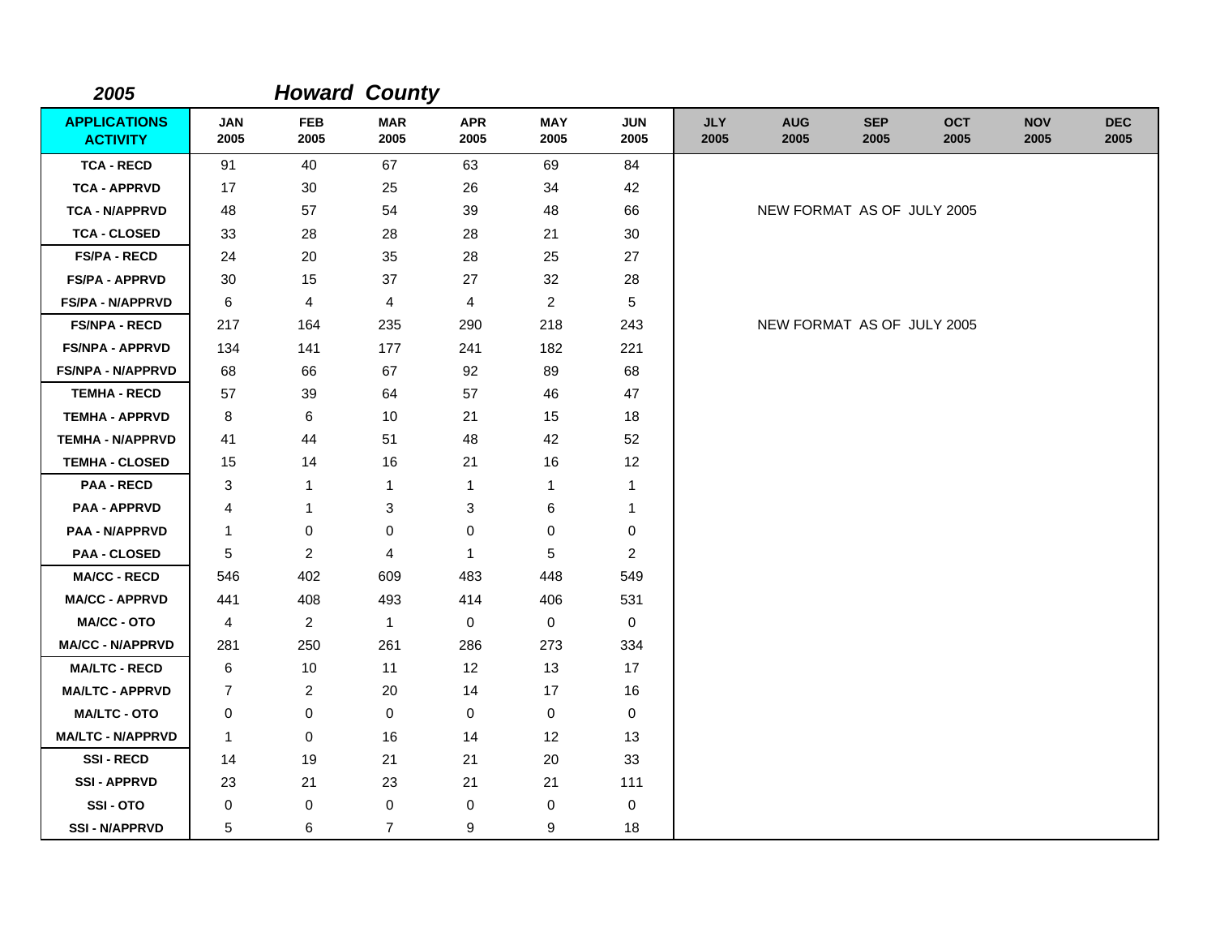**2005** ***Howard County***

| APPLICATIONS ACTIVITY | JAN 2005 | FEB 2005 | MAR 2005 | APR 2005 | MAY 2005 | JUN 2005 | JLY 2005 | AUG 2005 | SEP 2005 | OCT 2005 | NOV 2005 | DEC 2005 |
|---|---|---|---|---|---|---|---|---|---|---|---|---|
| TCA - RECD | 91 | 40 | 67 | 63 | 69 | 84 | | | | | | |
| TCA - APPRVD | 17 | 30 | 25 | 26 | 34 | 42 | | | | | | |
| TCA - N/APPRVD | 48 | 57 | 54 | 39 | 48 | 66 | | NEW FORMAT AS OF JULY 2005 | | | | |
| TCA - CLOSED | 33 | 28 | 28 | 28 | 21 | 30 | | | | | | |
| FS/PA - RECD | 24 | 20 | 35 | 28 | 25 | 27 | | | | | | |
| FS/PA - APPRVD | 30 | 15 | 37 | 27 | 32 | 28 | | | | | | |
| FS/PA - N/APPRVD | 6 | 4 | 4 | 4 | 2 | 5 | | | | | | |
| FS/NPA - RECD | 217 | 164 | 235 | 290 | 218 | 243 | | NEW FORMAT AS OF JULY 2005 | | | | |
| FS/NPA - APPRVD | 134 | 141 | 177 | 241 | 182 | 221 | | | | | | |
| FS/NPA - N/APPRVD | 68 | 66 | 67 | 92 | 89 | 68 | | | | | | |
| TEMHA - RECD | 57 | 39 | 64 | 57 | 46 | 47 | | | | | | |
| TEMHA - APPRVD | 8 | 6 | 10 | 21 | 15 | 18 | | | | | | |
| TEMHA - N/APPRVD | 41 | 44 | 51 | 48 | 42 | 52 | | | | | | |
| TEMHA - CLOSED | 15 | 14 | 16 | 21 | 16 | 12 | | | | | | |
| PAA - RECD | 3 | 1 | 1 | 1 | 1 | 1 | | | | | | |
| PAA - APPRVD | 4 | 1 | 3 | 3 | 6 | 1 | | | | | | |
| PAA - N/APPRVD | 1 | 0 | 0 | 0 | 0 | 0 | | | | | | |
| PAA - CLOSED | 5 | 2 | 4 | 1 | 5 | 2 | | | | | | |
| MA/CC - RECD | 546 | 402 | 609 | 483 | 448 | 549 | | | | | | |
| MA/CC - APPRVD | 441 | 408 | 493 | 414 | 406 | 531 | | | | | | |
| MA/CC - OTO | 4 | 2 | 1 | 0 | 0 | 0 | | | | | | |
| MA/CC - N/APPRVD | 281 | 250 | 261 | 286 | 273 | 334 | | | | | | |
| MA/LTC - RECD | 6 | 10 | 11 | 12 | 13 | 17 | | | | | | |
| MA/LTC - APPRVD | 7 | 2 | 20 | 14 | 17 | 16 | | | | | | |
| MA/LTC - OTO | 0 | 0 | 0 | 0 | 0 | 0 | | | | | | |
| MA/LTC - N/APPRVD | 1 | 0 | 16 | 14 | 12 | 13 | | | | | | |
| SSI - RECD | 14 | 19 | 21 | 21 | 20 | 33 | | | | | | |
| SSI - APPRVD | 23 | 21 | 23 | 21 | 21 | 111 | | | | | | |
| SSI - OTO | 0 | 0 | 0 | 0 | 0 | 0 | | | | | | |
| SSI - N/APPRVD | 5 | 6 | 7 | 9 | 9 | 18 | | | | | | |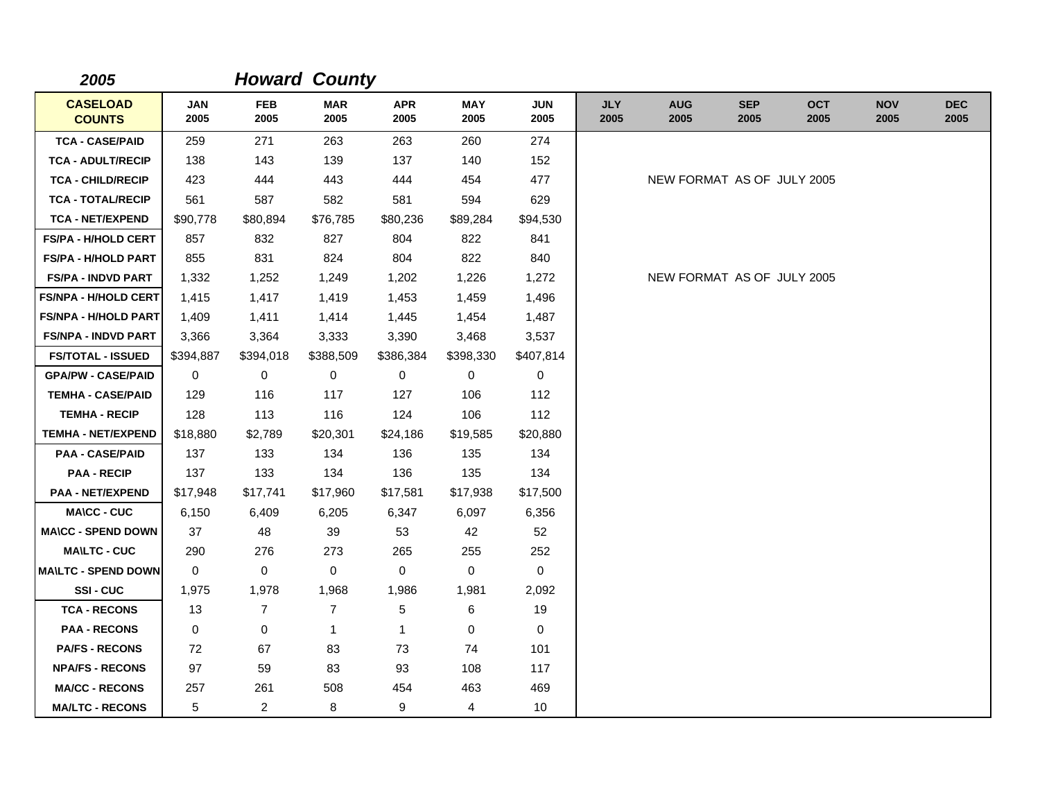## 2005 Howard County

| CASELOAD COUNTS | JAN 2005 | FEB 2005 | MAR 2005 | APR 2005 | MAY 2005 | JUN 2005 | JLY 2005 | AUG 2005 | SEP 2005 | OCT 2005 | NOV 2005 | DEC 2005 |
|---|---|---|---|---|---|---|---|---|---|---|---|---|
| TCA - CASE/PAID | 259 | 271 | 263 | 263 | 260 | 274 | | | | | | |
| TCA - ADULT/RECIP | 138 | 143 | 139 | 137 | 140 | 152 | | | | | | |
| TCA - CHILD/RECIP | 423 | 444 | 443 | 444 | 454 | 477 | | NEW FORMAT AS OF JULY 2005 | | | | |
| TCA - TOTAL/RECIP | 561 | 587 | 582 | 581 | 594 | 629 | | | | | | |
| TCA - NET/EXPEND | $90,778 | $80,894 | $76,785 | $80,236 | $89,284 | $94,530 | | | | | | |
| FS/PA - H/HOLD CERT | 857 | 832 | 827 | 804 | 822 | 841 | | | | | | |
| FS/PA - H/HOLD PART | 855 | 831 | 824 | 804 | 822 | 840 | | | | | | |
| FS/PA - INDVD PART | 1,332 | 1,252 | 1,249 | 1,202 | 1,226 | 1,272 | | NEW FORMAT AS OF JULY 2005 | | | | |
| FS/NPA - H/HOLD CERT | 1,415 | 1,417 | 1,419 | 1,453 | 1,459 | 1,496 | | | | | | |
| FS/NPA - H/HOLD PART | 1,409 | 1,411 | 1,414 | 1,445 | 1,454 | 1,487 | | | | | | |
| FS/NPA - INDVD PART | 3,366 | 3,364 | 3,333 | 3,390 | 3,468 | 3,537 | | | | | | |
| FS/TOTAL - ISSUED | $394,887 | $394,018 | $388,509 | $386,384 | $398,330 | $407,814 | | | | | | |
| GPA/PW - CASE/PAID | 0 | 0 | 0 | 0 | 0 | 0 | | | | | | |
| TEMHA - CASE/PAID | 129 | 116 | 117 | 127 | 106 | 112 | | | | | | |
| TEMHA - RECIP | 128 | 113 | 116 | 124 | 106 | 112 | | | | | | |
| TEMHA - NET/EXPEND | $18,880 | $2,789 | $20,301 | $24,186 | $19,585 | $20,880 | | | | | | |
| PAA - CASE/PAID | 137 | 133 | 134 | 136 | 135 | 134 | | | | | | |
| PAA - RECIP | 137 | 133 | 134 | 136 | 135 | 134 | | | | | | |
| PAA - NET/EXPEND | $17,948 | $17,741 | $17,960 | $17,581 | $17,938 | $17,500 | | | | | | |
| MA\CC - CUC | 6,150 | 6,409 | 6,205 | 6,347 | 6,097 | 6,356 | | | | | | |
| MA\CC - SPEND DOWN | 37 | 48 | 39 | 53 | 42 | 52 | | | | | | |
| MA\LTC - CUC | 290 | 276 | 273 | 265 | 255 | 252 | | | | | | |
| MA\LTC - SPEND DOWN | 0 | 0 | 0 | 0 | 0 | 0 | | | | | | |
| SSI - CUC | 1,975 | 1,978 | 1,968 | 1,986 | 1,981 | 2,092 | | | | | | |
| TCA - RECONS | 13 | 7 | 7 | 5 | 6 | 19 | | | | | | |
| PAA - RECONS | 0 | 0 | 1 | 1 | 0 | 0 | | | | | | |
| PA/FS - RECONS | 72 | 67 | 83 | 73 | 74 | 101 | | | | | | |
| NPA/FS - RECONS | 97 | 59 | 83 | 93 | 108 | 117 | | | | | | |
| MA/CC - RECONS | 257 | 261 | 508 | 454 | 463 | 469 | | | | | | |
| MA/LTC - RECONS | 5 | 2 | 8 | 9 | 4 | 10 | | | | | | |